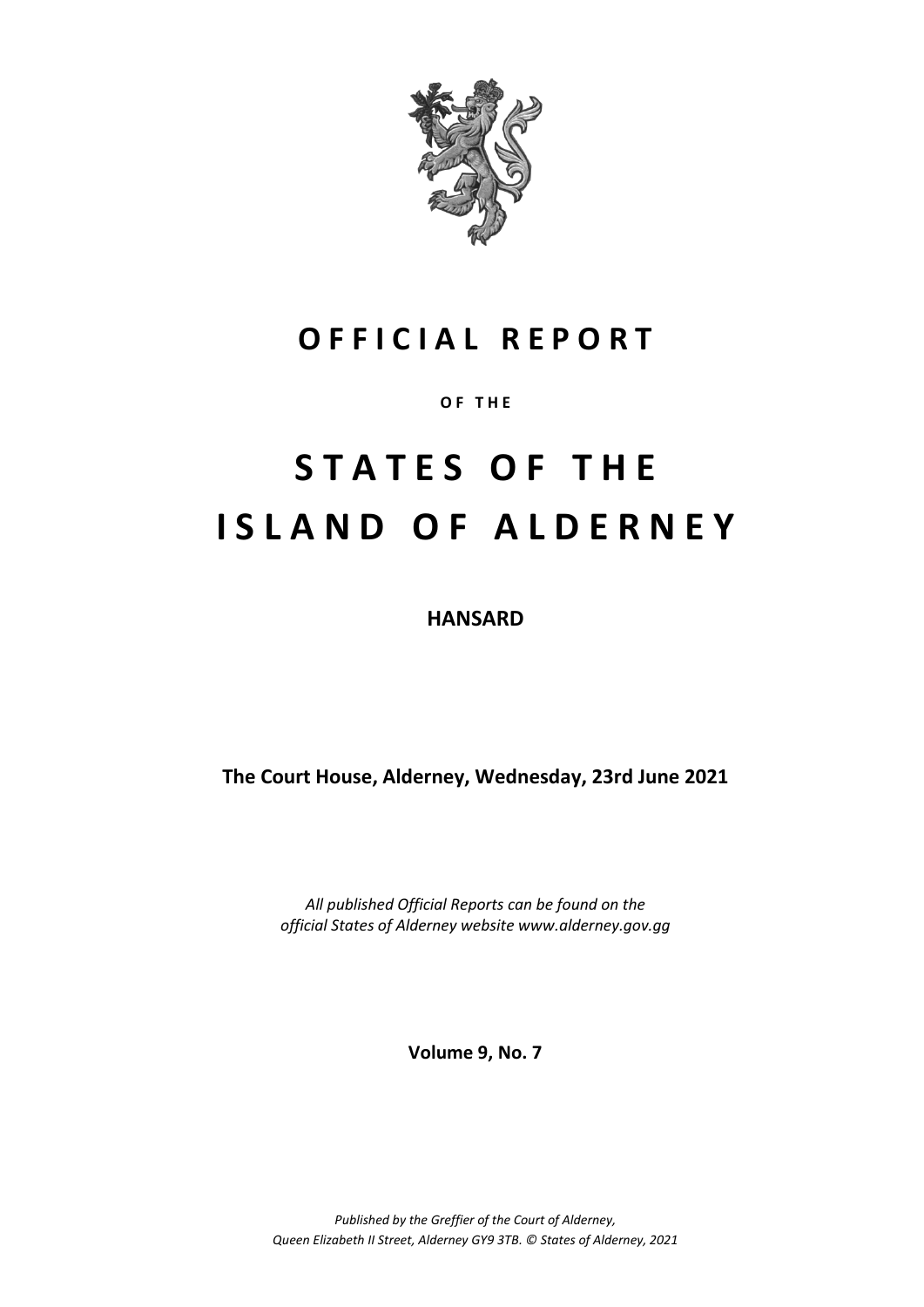# OFFICIAL REPORT

OF THE

# STATES OF THE ISLAND OF ALDERNEY

**HANSARD**

**The Court House, Alderney, Wednesday, 23rd June 2021**

*All published Official Reports can be found on the official States of Alderney website www.alderney.gov.gg*

**Volume 9, No. 7**

*Published by the Greffier of the Court of Alderney, Queen Elizabeth II Street, Alderney GY9 3TB. © States of Alderney, 2021*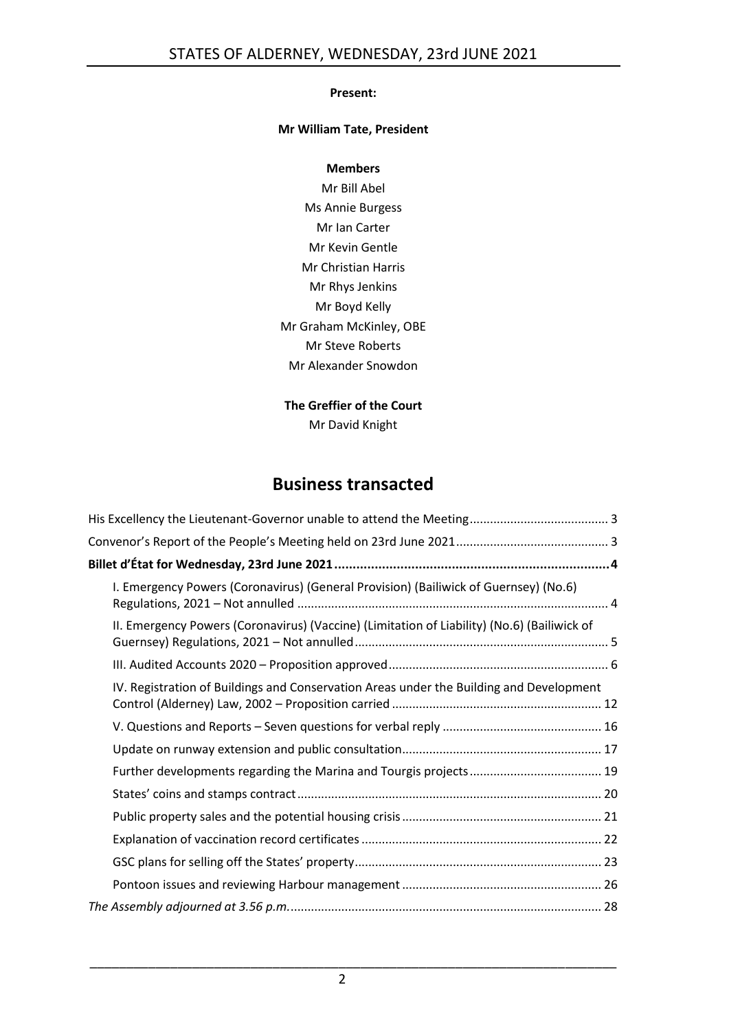**Present:**

**Mr William Tate, President**

**Members**

Mr Bill Abel
Ms Annie Burgess
Mr Ian Carter
Mr Kevin Gentle
Mr Christian Harris
Mr Rhys Jenkins
Mr Boyd Kelly
Mr Graham McKinley, OBE
Mr Steve Roberts
Mr Alexander Snowdon

**The Greffier of the Court**

Mr David Knight

# Business transacted

His Excellency the Lieutenant-Governor unable to attend the Meeting ........................................ 3

Convenor's Report of the People's Meeting held on 23rd June 2021 ............................................ 3

**Billet d'État for Wednesday, 23rd June 2021 ........................................................................... 4**

I. Emergency Powers (Coronavirus) (General Provision) (Bailiwick of Guernsey) (No.6) Regulations, 2021 – Not annulled .......................................................................................... 4

II. Emergency Powers (Coronavirus) (Vaccine) (Limitation of Liability) (No.6) (Bailiwick of Guernsey) Regulations, 2021 – Not annulled .......................................................................... 5

III. Audited Accounts 2020 – Proposition approved ................................................................ 6

IV. Registration of Buildings and Conservation Areas under the Building and Development Control (Alderney) Law, 2002 – Proposition carried ............................................................. 12

V. Questions and Reports – Seven questions for verbal reply ............................................... 16

Update on runway extension and public consultation .......................................................... 17

Further developments regarding the Marina and Tourgis projects ...................................... 19

States' coins and stamps contract ......................................................................................... 20

Public property sales and the potential housing crisis .......................................................... 21

Explanation of vaccination record certificates ...................................................................... 22

GSC plans for selling off the States' property ........................................................................ 23

Pontoon issues and reviewing Harbour management .......................................................... 26

*The Assembly adjourned at 3.56 p.m.* ........................................................................................... 28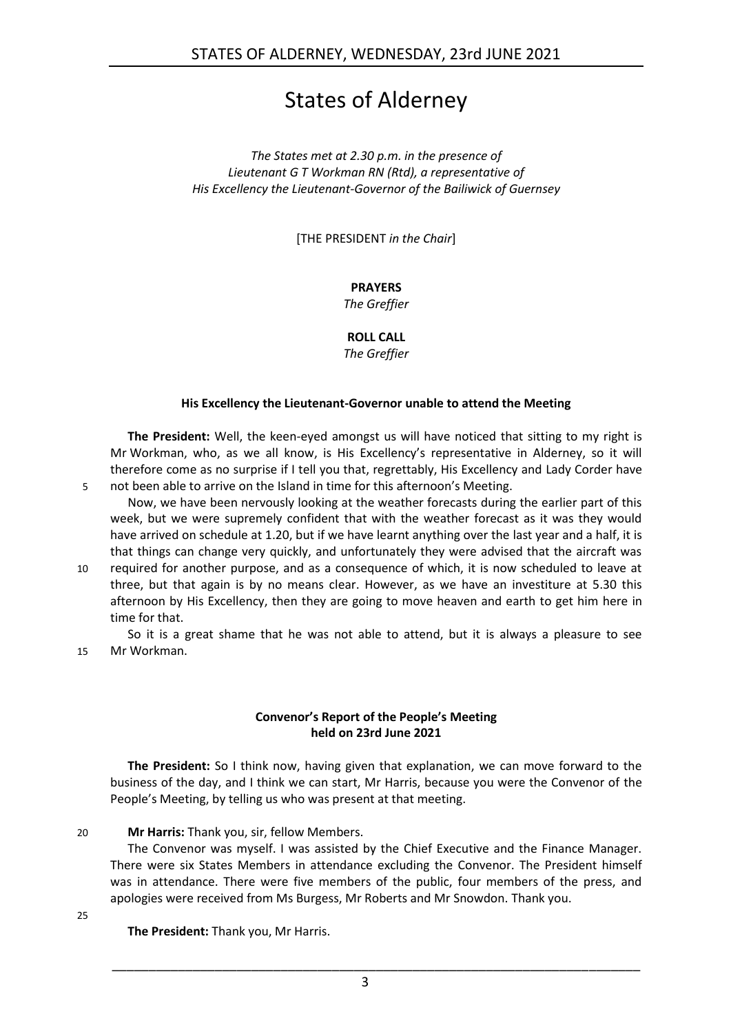# States of Alderney

*The States met at 2.30 p.m. in the presence of*
*Lieutenant G T Workman RN (Rtd), a representative of*
*His Excellency the Lieutenant-Governor of the Bailiwick of Guernsey*

[THE PRESIDENT *in the Chair*]

**PRAYERS**
*The Greffier*

**ROLL CALL**
*The Greffier*

### His Excellency the Lieutenant-Governor unable to attend the Meeting

**The President:** Well, the keen-eyed amongst us will have noticed that sitting to my right is Mr Workman, who, as we all know, is His Excellency's representative in Alderney, so it will therefore come as no surprise if I tell you that, regrettably, His Excellency and Lady Corder have not been able to arrive on the Island in time for this afternoon's Meeting.

Now, we have been nervously looking at the weather forecasts during the earlier part of this week, but we were supremely confident that with the weather forecast as it was they would have arrived on schedule at 1.20, but if we have learnt anything over the last year and a half, it is that things can change very quickly, and unfortunately they were advised that the aircraft was required for another purpose, and as a consequence of which, it is now scheduled to leave at three, but that again is by no means clear. However, as we have an investiture at 5.30 this afternoon by His Excellency, then they are going to move heaven and earth to get him here in time for that.

So it is a great shame that he was not able to attend, but it is always a pleasure to see Mr Workman.

### Convenor's Report of the People's Meeting held on 23rd June 2021

**The President:** So I think now, having given that explanation, we can move forward to the business of the day, and I think we can start, Mr Harris, because you were the Convenor of the People's Meeting, by telling us who was present at that meeting.

**Mr Harris:** Thank you, sir, fellow Members.

The Convenor was myself. I was assisted by the Chief Executive and the Finance Manager. There were six States Members in attendance excluding the Convenor. The President himself was in attendance. There were five members of the public, four members of the press, and apologies were received from Ms Burgess, Mr Roberts and Mr Snowdon. Thank you.

**The President:** Thank you, Mr Harris.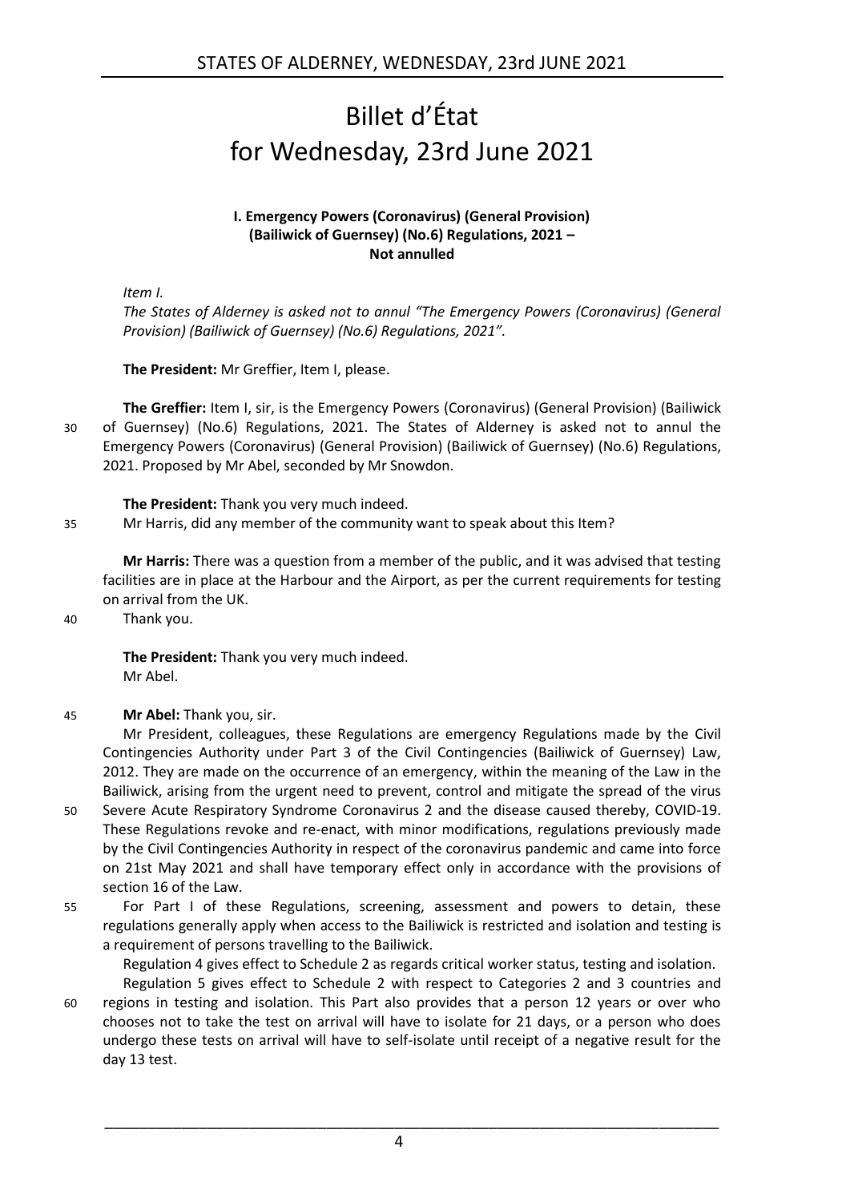# Billet d'État for Wednesday, 23rd June 2021

**I. Emergency Powers (Coronavirus) (General Provision) (Bailiwick of Guernsey) (No.6) Regulations, 2021 – Not annulled**

*Item I.*

*The States of Alderney is asked not to annul "The Emergency Powers (Coronavirus) (General Provision) (Bailiwick of Guernsey) (No.6) Regulations, 2021".*

**The President:** Mr Greffier, Item I, please.

**The Greffier:** Item I, sir, is the Emergency Powers (Coronavirus) (General Provision) (Bailiwick of Guernsey) (No.6) Regulations, 2021. The States of Alderney is asked not to annul the Emergency Powers (Coronavirus) (General Provision) (Bailiwick of Guernsey) (No.6) Regulations, 2021. Proposed by Mr Abel, seconded by Mr Snowdon.

**The President:** Thank you very much indeed.

Mr Harris, did any member of the community want to speak about this Item?

**Mr Harris:** There was a question from a member of the public, and it was advised that testing facilities are in place at the Harbour and the Airport, as per the current requirements for testing on arrival from the UK.

Thank you.

**The President:** Thank you very much indeed.

Mr Abel.

**Mr Abel:** Thank you, sir.

Mr President, colleagues, these Regulations are emergency Regulations made by the Civil Contingencies Authority under Part 3 of the Civil Contingencies (Bailiwick of Guernsey) Law, 2012. They are made on the occurrence of an emergency, within the meaning of the Law in the Bailiwick, arising from the urgent need to prevent, control and mitigate the spread of the virus Severe Acute Respiratory Syndrome Coronavirus 2 and the disease caused thereby, COVID-19. These Regulations revoke and re-enact, with minor modifications, regulations previously made by the Civil Contingencies Authority in respect of the coronavirus pandemic and came into force on 21st May 2021 and shall have temporary effect only in accordance with the provisions of section 16 of the Law.

For Part I of these Regulations, screening, assessment and powers to detain, these regulations generally apply when access to the Bailiwick is restricted and isolation and testing is a requirement of persons travelling to the Bailiwick.

Regulation 4 gives effect to Schedule 2 as regards critical worker status, testing and isolation.

Regulation 5 gives effect to Schedule 2 with respect to Categories 2 and 3 countries and regions in testing and isolation. This Part also provides that a person 12 years or over who chooses not to take the test on arrival will have to isolate for 21 days, or a person who does undergo these tests on arrival will have to self-isolate until receipt of a negative result for the day 13 test.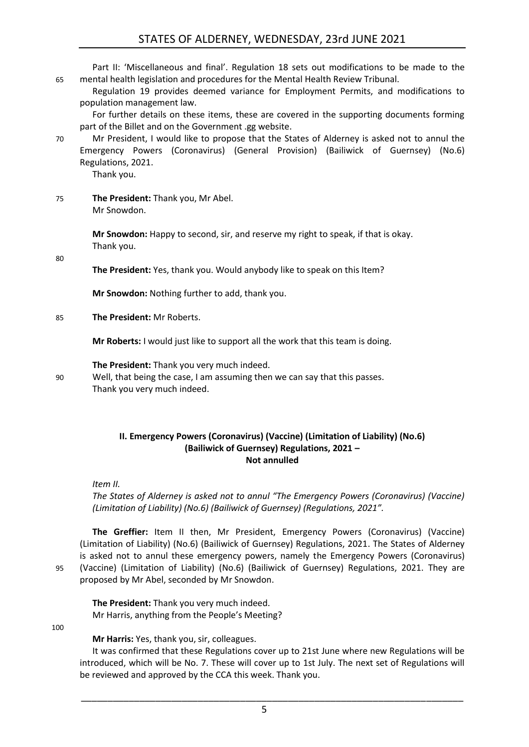Part II: 'Miscellaneous and final'. Regulation 18 sets out modifications to be made to the mental health legislation and procedures for the Mental Health Review Tribunal.

Regulation 19 provides deemed variance for Employment Permits, and modifications to population management law.

For further details on these items, these are covered in the supporting documents forming part of the Billet and on the Government .gg website.

Mr President, I would like to propose that the States of Alderney is asked not to annul the Emergency Powers (Coronavirus) (General Provision) (Bailiwick of Guernsey) (No.6) Regulations, 2021.

Thank you.

**The President:** Thank you, Mr Abel.

Mr Snowdon.

**Mr Snowdon:** Happy to second, sir, and reserve my right to speak, if that is okay.

Thank you.

**The President:** Yes, thank you. Would anybody like to speak on this Item?

**Mr Snowdon:** Nothing further to add, thank you.

**The President:** Mr Roberts.

**Mr Roberts:** I would just like to support all the work that this team is doing.

**The President:** Thank you very much indeed.

Well, that being the case, I am assuming then we can say that this passes.

Thank you very much indeed.

## II. Emergency Powers (Coronavirus) (Vaccine) (Limitation of Liability) (No.6) (Bailiwick of Guernsey) Regulations, 2021 – Not annulled

*Item II.*

*The States of Alderney is asked not to annul "The Emergency Powers (Coronavirus) (Vaccine) (Limitation of Liability) (No.6) (Bailiwick of Guernsey) (Regulations, 2021".*

**The Greffier:** Item II then, Mr President, Emergency Powers (Coronavirus) (Vaccine) (Limitation of Liability) (No.6) (Bailiwick of Guernsey) Regulations, 2021. The States of Alderney is asked not to annul these emergency powers, namely the Emergency Powers (Coronavirus) (Vaccine) (Limitation of Liability) (No.6) (Bailiwick of Guernsey) Regulations, 2021. They are proposed by Mr Abel, seconded by Mr Snowdon.

**The President:** Thank you very much indeed.

Mr Harris, anything from the People's Meeting?

**Mr Harris:** Yes, thank you, sir, colleagues.

It was confirmed that these Regulations cover up to 21st June where new Regulations will be introduced, which will be No. 7. These will cover up to 1st July. The next set of Regulations will be reviewed and approved by the CCA this week. Thank you.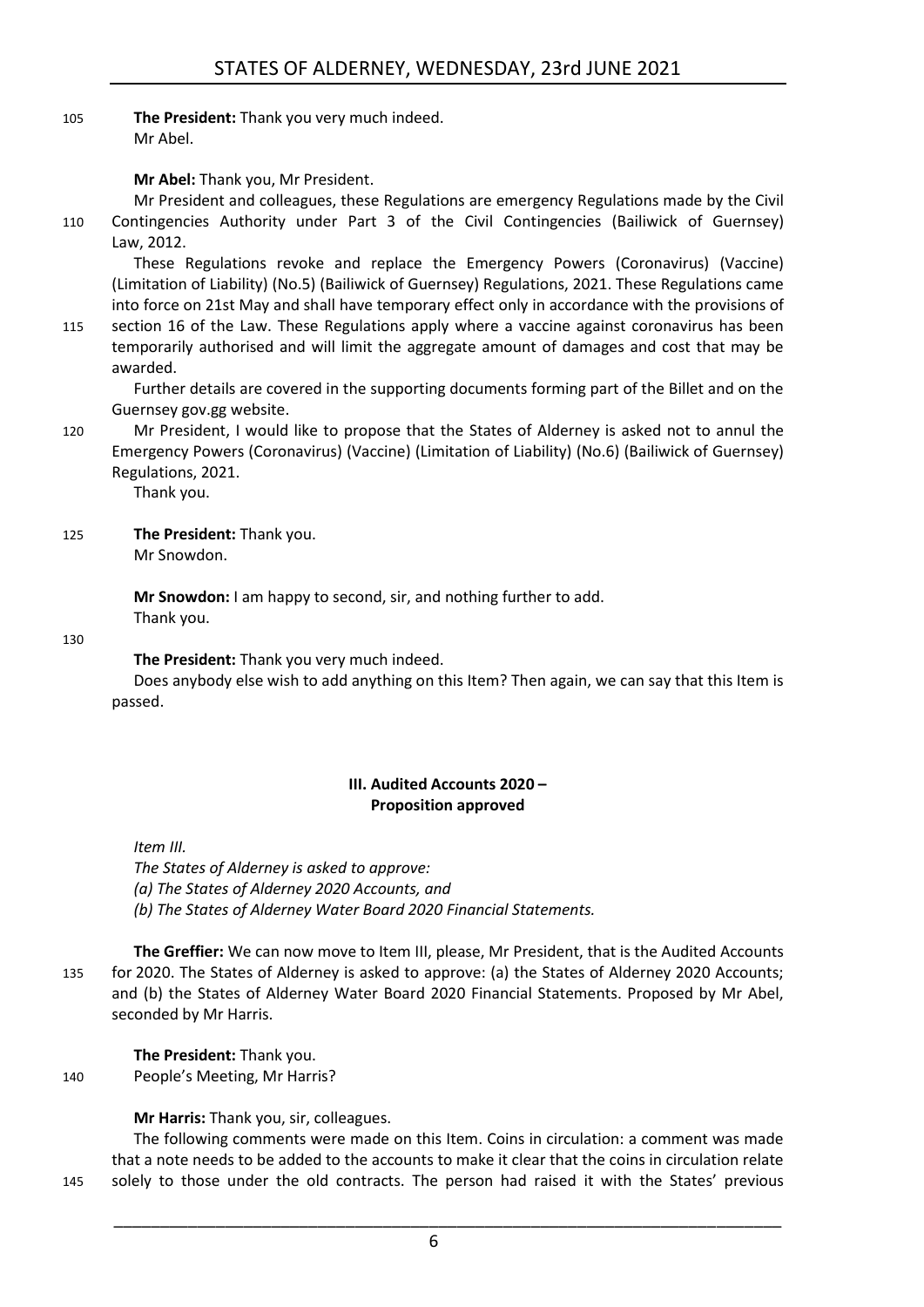**The President:** Thank you very much indeed.
Mr Abel.

**Mr Abel:** Thank you, Mr President.

Mr President and colleagues, these Regulations are emergency Regulations made by the Civil Contingencies Authority under Part 3 of the Civil Contingencies (Bailiwick of Guernsey) Law, 2012.

These Regulations revoke and replace the Emergency Powers (Coronavirus) (Vaccine) (Limitation of Liability) (No.5) (Bailiwick of Guernsey) Regulations, 2021. These Regulations came into force on 21st May and shall have temporary effect only in accordance with the provisions of section 16 of the Law. These Regulations apply where a vaccine against coronavirus has been temporarily authorised and will limit the aggregate amount of damages and cost that may be awarded.

Further details are covered in the supporting documents forming part of the Billet and on the Guernsey gov.gg website.

Mr President, I would like to propose that the States of Alderney is asked not to annul the Emergency Powers (Coronavirus) (Vaccine) (Limitation of Liability) (No.6) (Bailiwick of Guernsey) Regulations, 2021.

Thank you.

**The President:** Thank you.
Mr Snowdon.

**Mr Snowdon:** I am happy to second, sir, and nothing further to add.
Thank you.

**The President:** Thank you very much indeed.

Does anybody else wish to add anything on this Item? Then again, we can say that this Item is passed.

## III. Audited Accounts 2020 – Proposition approved

*Item III.*
*The States of Alderney is asked to approve:*
*(a) The States of Alderney 2020 Accounts, and*
*(b) The States of Alderney Water Board 2020 Financial Statements.*

**The Greffier:** We can now move to Item III, please, Mr President, that is the Audited Accounts for 2020. The States of Alderney is asked to approve: (a) the States of Alderney 2020 Accounts; and (b) the States of Alderney Water Board 2020 Financial Statements. Proposed by Mr Abel, seconded by Mr Harris.

**The President:** Thank you.
People's Meeting, Mr Harris?

**Mr Harris:** Thank you, sir, colleagues.

The following comments were made on this Item. Coins in circulation: a comment was made that a note needs to be added to the accounts to make it clear that the coins in circulation relate solely to those under the old contracts. The person had raised it with the States' previous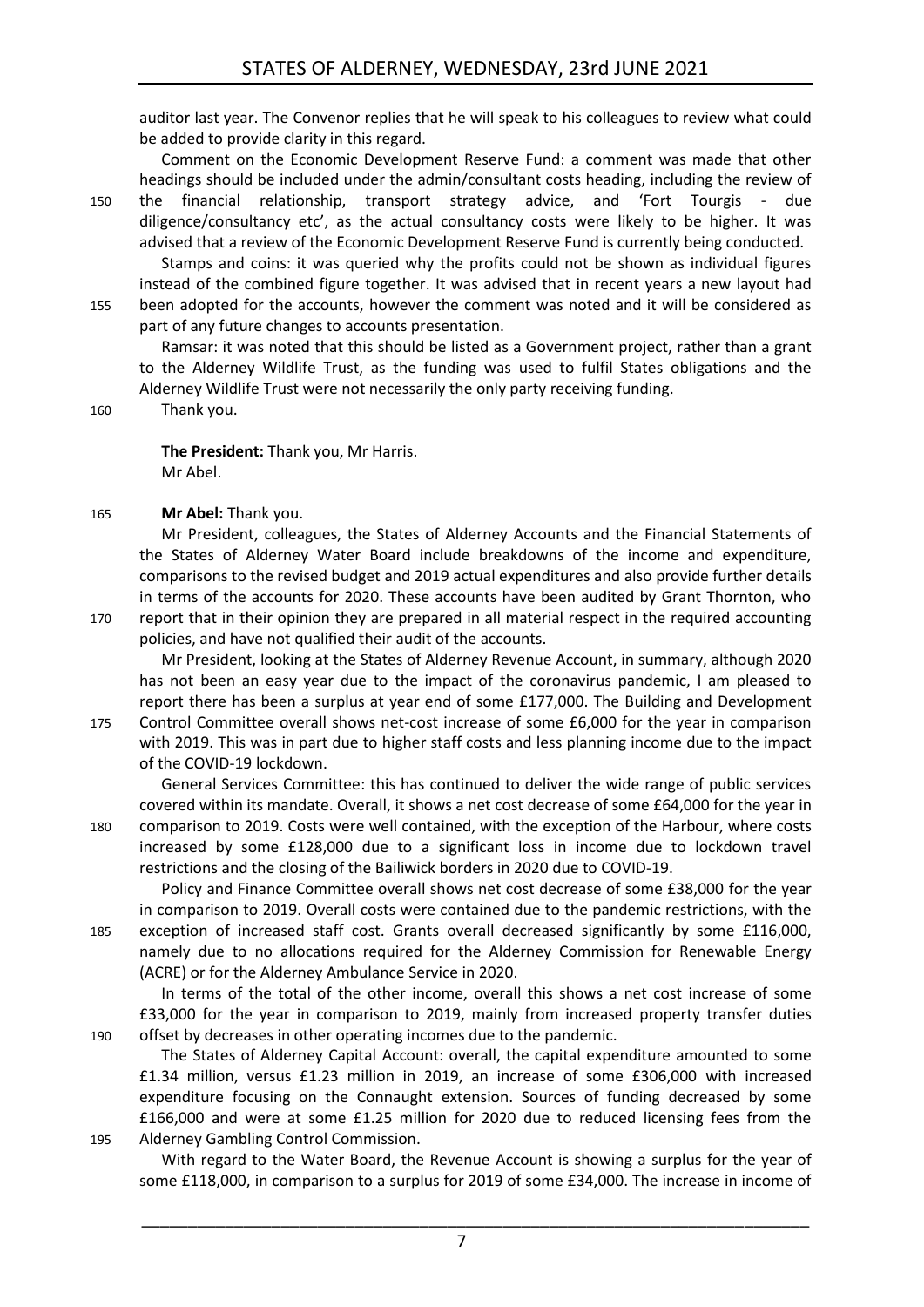auditor last year. The Convenor replies that he will speak to his colleagues to review what could be added to provide clarity in this regard.

Comment on the Economic Development Reserve Fund: a comment was made that other headings should be included under the admin/consultant costs heading, including the review of the financial relationship, transport strategy advice, and 'Fort Tourgis - due diligence/consultancy etc', as the actual consultancy costs were likely to be higher. It was advised that a review of the Economic Development Reserve Fund is currently being conducted.

Stamps and coins: it was queried why the profits could not be shown as individual figures instead of the combined figure together. It was advised that in recent years a new layout had been adopted for the accounts, however the comment was noted and it will be considered as part of any future changes to accounts presentation.

Ramsar: it was noted that this should be listed as a Government project, rather than a grant to the Alderney Wildlife Trust, as the funding was used to fulfil States obligations and the Alderney Wildlife Trust were not necessarily the only party receiving funding.

Thank you.

**The President:** Thank you, Mr Harris.
Mr Abel.

**Mr Abel:** Thank you.

Mr President, colleagues, the States of Alderney Accounts and the Financial Statements of the States of Alderney Water Board include breakdowns of the income and expenditure, comparisons to the revised budget and 2019 actual expenditures and also provide further details in terms of the accounts for 2020. These accounts have been audited by Grant Thornton, who report that in their opinion they are prepared in all material respect in the required accounting policies, and have not qualified their audit of the accounts.

Mr President, looking at the States of Alderney Revenue Account, in summary, although 2020 has not been an easy year due to the impact of the coronavirus pandemic, I am pleased to report there has been a surplus at year end of some £177,000. The Building and Development Control Committee overall shows net-cost increase of some £6,000 for the year in comparison with 2019. This was in part due to higher staff costs and less planning income due to the impact of the COVID-19 lockdown.

General Services Committee: this has continued to deliver the wide range of public services covered within its mandate. Overall, it shows a net cost decrease of some £64,000 for the year in comparison to 2019. Costs were well contained, with the exception of the Harbour, where costs increased by some £128,000 due to a significant loss in income due to lockdown travel restrictions and the closing of the Bailiwick borders in 2020 due to COVID-19.

Policy and Finance Committee overall shows net cost decrease of some £38,000 for the year in comparison to 2019. Overall costs were contained due to the pandemic restrictions, with the exception of increased staff cost. Grants overall decreased significantly by some £116,000, namely due to no allocations required for the Alderney Commission for Renewable Energy (ACRE) or for the Alderney Ambulance Service in 2020.

In terms of the total of the other income, overall this shows a net cost increase of some £33,000 for the year in comparison to 2019, mainly from increased property transfer duties offset by decreases in other operating incomes due to the pandemic.

The States of Alderney Capital Account: overall, the capital expenditure amounted to some £1.34 million, versus £1.23 million in 2019, an increase of some £306,000 with increased expenditure focusing on the Connaught extension. Sources of funding decreased by some £166,000 and were at some £1.25 million for 2020 due to reduced licensing fees from the Alderney Gambling Control Commission.

With regard to the Water Board, the Revenue Account is showing a surplus for the year of some £118,000, in comparison to a surplus for 2019 of some £34,000. The increase in income of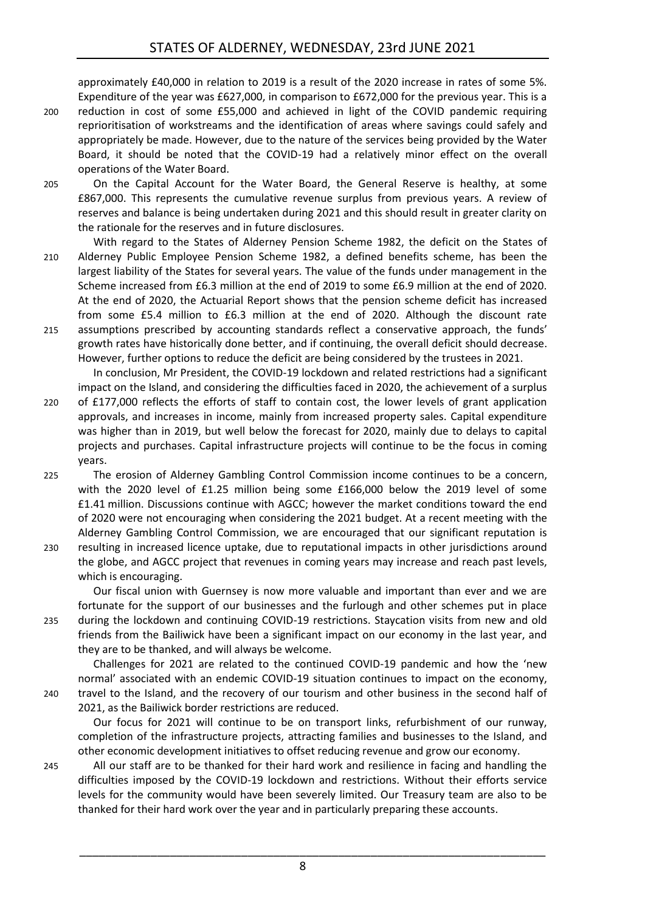approximately £40,000 in relation to 2019 is a result of the 2020 increase in rates of some 5%. Expenditure of the year was £627,000, in comparison to £672,000 for the previous year. This is a reduction in cost of some £55,000 and achieved in light of the COVID pandemic requiring reprioritisation of workstreams and the identification of areas where savings could safely and appropriately be made. However, due to the nature of the services being provided by the Water Board, it should be noted that the COVID-19 had a relatively minor effect on the overall operations of the Water Board.

On the Capital Account for the Water Board, the General Reserve is healthy, at some £867,000. This represents the cumulative revenue surplus from previous years. A review of reserves and balance is being undertaken during 2021 and this should result in greater clarity on the rationale for the reserves and in future disclosures.

With regard to the States of Alderney Pension Scheme 1982, the deficit on the States of Alderney Public Employee Pension Scheme 1982, a defined benefits scheme, has been the largest liability of the States for several years. The value of the funds under management in the Scheme increased from £6.3 million at the end of 2019 to some £6.9 million at the end of 2020. At the end of 2020, the Actuarial Report shows that the pension scheme deficit has increased from some £5.4 million to £6.3 million at the end of 2020. Although the discount rate assumptions prescribed by accounting standards reflect a conservative approach, the funds' growth rates have historically done better, and if continuing, the overall deficit should decrease. However, further options to reduce the deficit are being considered by the trustees in 2021.

In conclusion, Mr President, the COVID-19 lockdown and related restrictions had a significant impact on the Island, and considering the difficulties faced in 2020, the achievement of a surplus of £177,000 reflects the efforts of staff to contain cost, the lower levels of grant application approvals, and increases in income, mainly from increased property sales. Capital expenditure was higher than in 2019, but well below the forecast for 2020, mainly due to delays to capital projects and purchases. Capital infrastructure projects will continue to be the focus in coming years.

The erosion of Alderney Gambling Control Commission income continues to be a concern, with the 2020 level of £1.25 million being some £166,000 below the 2019 level of some £1.41 million. Discussions continue with AGCC; however the market conditions toward the end of 2020 were not encouraging when considering the 2021 budget. At a recent meeting with the Alderney Gambling Control Commission, we are encouraged that our significant reputation is resulting in increased licence uptake, due to reputational impacts in other jurisdictions around the globe, and AGCC project that revenues in coming years may increase and reach past levels, which is encouraging.

Our fiscal union with Guernsey is now more valuable and important than ever and we are fortunate for the support of our businesses and the furlough and other schemes put in place during the lockdown and continuing COVID-19 restrictions. Staycation visits from new and old friends from the Bailiwick have been a significant impact on our economy in the last year, and they are to be thanked, and will always be welcome.

Challenges for 2021 are related to the continued COVID-19 pandemic and how the 'new normal' associated with an endemic COVID-19 situation continues to impact on the economy, travel to the Island, and the recovery of our tourism and other business in the second half of 2021, as the Bailiwick border restrictions are reduced.

Our focus for 2021 will continue to be on transport links, refurbishment of our runway, completion of the infrastructure projects, attracting families and businesses to the Island, and other economic development initiatives to offset reducing revenue and grow our economy.

All our staff are to be thanked for their hard work and resilience in facing and handling the difficulties imposed by the COVID-19 lockdown and restrictions. Without their efforts service levels for the community would have been severely limited. Our Treasury team are also to be thanked for their hard work over the year and in particularly preparing these accounts.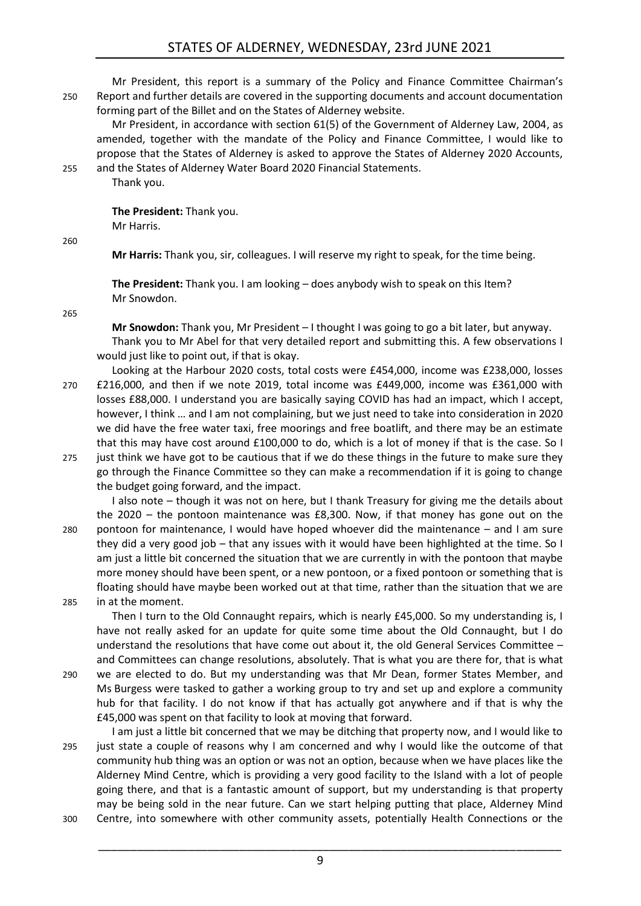Mr President, this report is a summary of the Policy and Finance Committee Chairman's Report and further details are covered in the supporting documents and account documentation forming part of the Billet and on the States of Alderney website.

Mr President, in accordance with section 61(5) of the Government of Alderney Law, 2004, as amended, together with the mandate of the Policy and Finance Committee, I would like to propose that the States of Alderney is asked to approve the States of Alderney 2020 Accounts, and the States of Alderney Water Board 2020 Financial Statements.

Thank you.

**The President:** Thank you.

Mr Harris.

**Mr Harris:** Thank you, sir, colleagues. I will reserve my right to speak, for the time being.

**The President:** Thank you. I am looking – does anybody wish to speak on this Item?

Mr Snowdon.

**Mr Snowdon:** Thank you, Mr President – I thought I was going to go a bit later, but anyway.

Thank you to Mr Abel for that very detailed report and submitting this. A few observations I would just like to point out, if that is okay.

Looking at the Harbour 2020 costs, total costs were £454,000, income was £238,000, losses £216,000, and then if we note 2019, total income was £449,000, income was £361,000 with losses £88,000. I understand you are basically saying COVID has had an impact, which I accept, however, I think … and I am not complaining, but we just need to take into consideration in 2020 we did have the free water taxi, free moorings and free boatlift, and there may be an estimate that this may have cost around £100,000 to do, which is a lot of money if that is the case. So I just think we have got to be cautious that if we do these things in the future to make sure they go through the Finance Committee so they can make a recommendation if it is going to change the budget going forward, and the impact.

I also note – though it was not on here, but I thank Treasury for giving me the details about the 2020 – the pontoon maintenance was £8,300. Now, if that money has gone out on the pontoon for maintenance, I would have hoped whoever did the maintenance – and I am sure they did a very good job – that any issues with it would have been highlighted at the time. So I am just a little bit concerned the situation that we are currently in with the pontoon that maybe more money should have been spent, or a new pontoon, or a fixed pontoon or something that is floating should have maybe been worked out at that time, rather than the situation that we are in at the moment.

Then I turn to the Old Connaught repairs, which is nearly £45,000. So my understanding is, I have not really asked for an update for quite some time about the Old Connaught, but I do understand the resolutions that have come out about it, the old General Services Committee – and Committees can change resolutions, absolutely. That is what you are there for, that is what we are elected to do. But my understanding was that Mr Dean, former States Member, and Ms Burgess were tasked to gather a working group to try and set up and explore a community hub for that facility. I do not know if that has actually got anywhere and if that is why the £45,000 was spent on that facility to look at moving that forward.

I am just a little bit concerned that we may be ditching that property now, and I would like to just state a couple of reasons why I am concerned and why I would like the outcome of that community hub thing was an option or was not an option, because when we have places like the Alderney Mind Centre, which is providing a very good facility to the Island with a lot of people going there, and that is a fantastic amount of support, but my understanding is that property may be being sold in the near future. Can we start helping putting that place, Alderney Mind Centre, into somewhere with other community assets, potentially Health Connections or the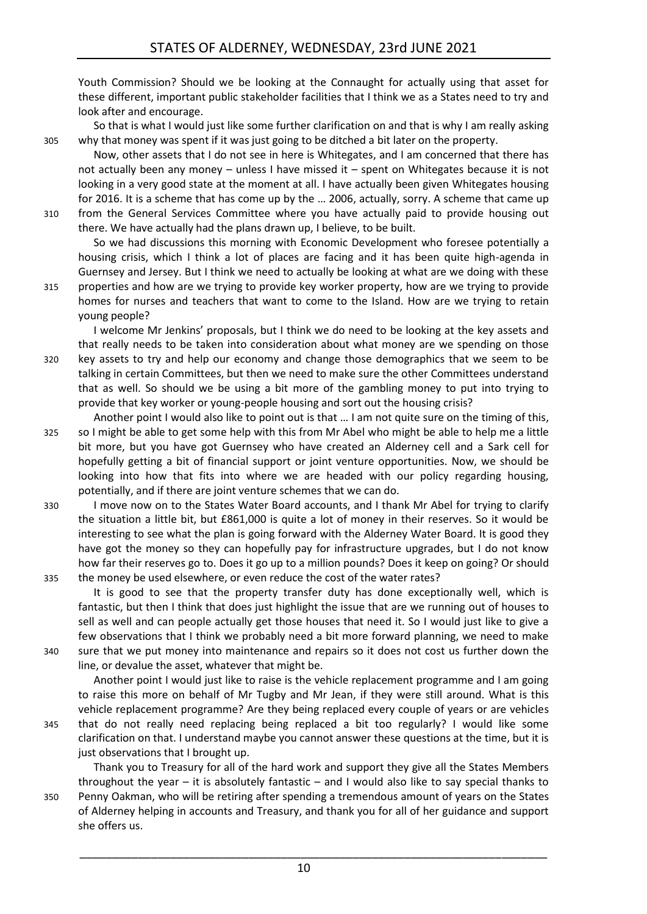Youth Commission? Should we be looking at the Connaught for actually using that asset for these different, important public stakeholder facilities that I think we as a States need to try and look after and encourage.

So that is what I would just like some further clarification on and that is why I am really asking why that money was spent if it was just going to be ditched a bit later on the property.

Now, other assets that I do not see in here is Whitegates, and I am concerned that there has not actually been any money – unless I have missed it – spent on Whitegates because it is not looking in a very good state at the moment at all. I have actually been given Whitegates housing for 2016. It is a scheme that has come up by the … 2006, actually, sorry. A scheme that came up from the General Services Committee where you have actually paid to provide housing out there. We have actually had the plans drawn up, I believe, to be built.

So we had discussions this morning with Economic Development who foresee potentially a housing crisis, which I think a lot of places are facing and it has been quite high-agenda in Guernsey and Jersey. But I think we need to actually be looking at what are we doing with these properties and how are we trying to provide key worker property, how are we trying to provide homes for nurses and teachers that want to come to the Island. How are we trying to retain young people?

I welcome Mr Jenkins' proposals, but I think we do need to be looking at the key assets and that really needs to be taken into consideration about what money are we spending on those key assets to try and help our economy and change those demographics that we seem to be talking in certain Committees, but then we need to make sure the other Committees understand that as well. So should we be using a bit more of the gambling money to put into trying to provide that key worker or young-people housing and sort out the housing crisis?

Another point I would also like to point out is that … I am not quite sure on the timing of this, so I might be able to get some help with this from Mr Abel who might be able to help me a little bit more, but you have got Guernsey who have created an Alderney cell and a Sark cell for hopefully getting a bit of financial support or joint venture opportunities. Now, we should be looking into how that fits into where we are headed with our policy regarding housing, potentially, and if there are joint venture schemes that we can do.

I move now on to the States Water Board accounts, and I thank Mr Abel for trying to clarify the situation a little bit, but £861,000 is quite a lot of money in their reserves. So it would be interesting to see what the plan is going forward with the Alderney Water Board. It is good they have got the money so they can hopefully pay for infrastructure upgrades, but I do not know how far their reserves go to. Does it go up to a million pounds? Does it keep on going? Or should the money be used elsewhere, or even reduce the cost of the water rates?

It is good to see that the property transfer duty has done exceptionally well, which is fantastic, but then I think that does just highlight the issue that are we running out of houses to sell as well and can people actually get those houses that need it. So I would just like to give a few observations that I think we probably need a bit more forward planning, we need to make sure that we put money into maintenance and repairs so it does not cost us further down the line, or devalue the asset, whatever that might be.

Another point I would just like to raise is the vehicle replacement programme and I am going to raise this more on behalf of Mr Tugby and Mr Jean, if they were still around. What is this vehicle replacement programme? Are they being replaced every couple of years or are vehicles that do not really need replacing being replaced a bit too regularly? I would like some clarification on that. I understand maybe you cannot answer these questions at the time, but it is just observations that I brought up.

Thank you to Treasury for all of the hard work and support they give all the States Members throughout the year – it is absolutely fantastic – and I would also like to say special thanks to Penny Oakman, who will be retiring after spending a tremendous amount of years on the States of Alderney helping in accounts and Treasury, and thank you for all of her guidance and support she offers us.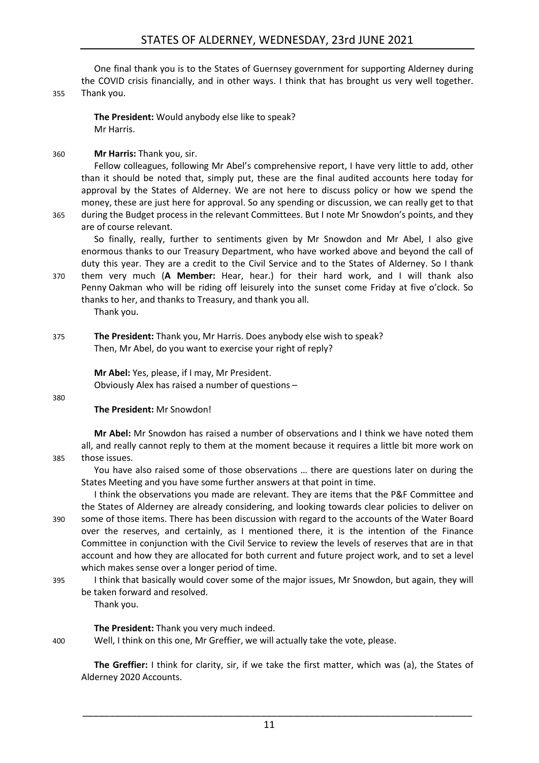One final thank you is to the States of Guernsey government for supporting Alderney during the COVID crisis financially, and in other ways. I think that has brought us very well together. Thank you.

**The President:** Would anybody else like to speak?
Mr Harris.

**Mr Harris:** Thank you, sir.

Fellow colleagues, following Mr Abel's comprehensive report, I have very little to add, other than it should be noted that, simply put, these are the final audited accounts here today for approval by the States of Alderney. We are not here to discuss policy or how we spend the money, these are just here for approval. So any spending or discussion, we can really get to that during the Budget process in the relevant Committees. But I note Mr Snowdon's points, and they are of course relevant.

So finally, really, further to sentiments given by Mr Snowdon and Mr Abel, I also give enormous thanks to our Treasury Department, who have worked above and beyond the call of duty this year. They are a credit to the Civil Service and to the States of Alderney. So I thank them very much (**A Member:** Hear, hear.) for their hard work, and I will thank also Penny Oakman who will be riding off leisurely into the sunset come Friday at five o'clock. So thanks to her, and thanks to Treasury, and thank you all.

Thank you.

**The President:** Thank you, Mr Harris. Does anybody else wish to speak?
Then, Mr Abel, do you want to exercise your right of reply?

**Mr Abel:** Yes, please, if I may, Mr President.
Obviously Alex has raised a number of questions –

**The President:** Mr Snowdon!

**Mr Abel:** Mr Snowdon has raised a number of observations and I think we have noted them all, and really cannot reply to them at the moment because it requires a little bit more work on those issues.

You have also raised some of those observations … there are questions later on during the States Meeting and you have some further answers at that point in time.

I think the observations you made are relevant. They are items that the P&F Committee and the States of Alderney are already considering, and looking towards clear policies to deliver on some of those items. There has been discussion with regard to the accounts of the Water Board over the reserves, and certainly, as I mentioned there, it is the intention of the Finance Committee in conjunction with the Civil Service to review the levels of reserves that are in that account and how they are allocated for both current and future project work, and to set a level which makes sense over a longer period of time.

I think that basically would cover some of the major issues, Mr Snowdon, but again, they will be taken forward and resolved.

Thank you.

**The President:** Thank you very much indeed.

Well, I think on this one, Mr Greffier, we will actually take the vote, please.

**The Greffier:** I think for clarity, sir, if we take the first matter, which was (a), the States of Alderney 2020 Accounts.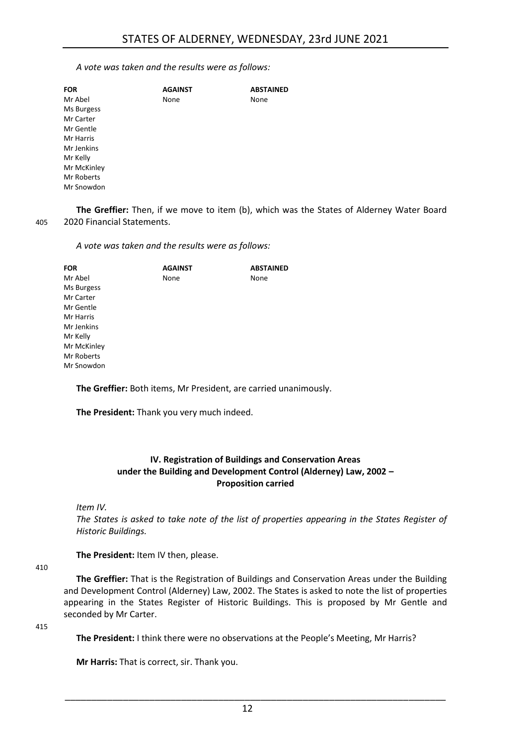*A vote was taken and the results were as follows:*

| FOR | AGAINST | ABSTAINED |
|---|---|---|
| Mr Abel | None | None |
| Ms Burgess | | |
| Mr Carter | | |
| Mr Gentle | | |
| Mr Harris | | |
| Mr Jenkins | | |
| Mr Kelly | | |
| Mr McKinley | | |
| Mr Roberts | | |
| Mr Snowdon | | |

**The Greffier:** Then, if we move to item (b), which was the States of Alderney Water Board 2020 Financial Statements.

*A vote was taken and the results were as follows:*

| FOR | AGAINST | ABSTAINED |
|---|---|---|
| Mr Abel | None | None |
| Ms Burgess | | |
| Mr Carter | | |
| Mr Gentle | | |
| Mr Harris | | |
| Mr Jenkins | | |
| Mr Kelly | | |
| Mr McKinley | | |
| Mr Roberts | | |
| Mr Snowdon | | |

**The Greffier:** Both items, Mr President, are carried unanimously.

**The President:** Thank you very much indeed.

## IV. Registration of Buildings and Conservation Areas under the Building and Development Control (Alderney) Law, 2002 – Proposition carried

*Item IV.*

*The States is asked to take note of the list of properties appearing in the States Register of Historic Buildings.*

**The President:** Item IV then, please.

**The Greffier:** That is the Registration of Buildings and Conservation Areas under the Building and Development Control (Alderney) Law, 2002. The States is asked to note the list of properties appearing in the States Register of Historic Buildings. This is proposed by Mr Gentle and seconded by Mr Carter.

**The President:** I think there were no observations at the People's Meeting, Mr Harris?

**Mr Harris:** That is correct, sir. Thank you.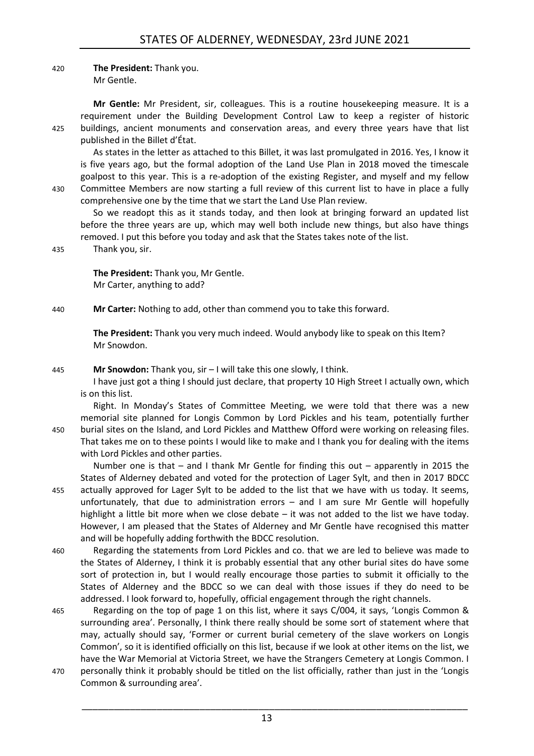**The President:** Thank you.
Mr Gentle.

**Mr Gentle:** Mr President, sir, colleagues. This is a routine housekeeping measure. It is a requirement under the Building Development Control Law to keep a register of historic buildings, ancient monuments and conservation areas, and every three years have that list published in the Billet d'État.

As states in the letter as attached to this Billet, it was last promulgated in 2016. Yes, I know it is five years ago, but the formal adoption of the Land Use Plan in 2018 moved the timescale goalpost to this year. This is a re-adoption of the existing Register, and myself and my fellow Committee Members are now starting a full review of this current list to have in place a fully comprehensive one by the time that we start the Land Use Plan review.

So we readopt this as it stands today, and then look at bringing forward an updated list before the three years are up, which may well both include new things, but also have things removed. I put this before you today and ask that the States takes note of the list.

Thank you, sir.

**The President:** Thank you, Mr Gentle.
Mr Carter, anything to add?

**Mr Carter:** Nothing to add, other than commend you to take this forward.

**The President:** Thank you very much indeed. Would anybody like to speak on this Item?
Mr Snowdon.

**Mr Snowdon:** Thank you, sir – I will take this one slowly, I think.

I have just got a thing I should just declare, that property 10 High Street I actually own, which is on this list.

Right. In Monday's States of Committee Meeting, we were told that there was a new memorial site planned for Longis Common by Lord Pickles and his team, potentially further burial sites on the Island, and Lord Pickles and Matthew Offord were working on releasing files. That takes me on to these points I would like to make and I thank you for dealing with the items with Lord Pickles and other parties.

Number one is that – and I thank Mr Gentle for finding this out – apparently in 2015 the States of Alderney debated and voted for the protection of Lager Sylt, and then in 2017 BDCC actually approved for Lager Sylt to be added to the list that we have with us today. It seems, unfortunately, that due to administration errors – and I am sure Mr Gentle will hopefully highlight a little bit more when we close debate – it was not added to the list we have today. However, I am pleased that the States of Alderney and Mr Gentle have recognised this matter and will be hopefully adding forthwith the BDCC resolution.

Regarding the statements from Lord Pickles and co. that we are led to believe was made to the States of Alderney, I think it is probably essential that any other burial sites do have some sort of protection in, but I would really encourage those parties to submit it officially to the States of Alderney and the BDCC so we can deal with those issues if they do need to be addressed. I look forward to, hopefully, official engagement through the right channels.

Regarding on the top of page 1 on this list, where it says C/004, it says, 'Longis Common & surrounding area'. Personally, I think there really should be some sort of statement where that may, actually should say, 'Former or current burial cemetery of the slave workers on Longis Common', so it is identified officially on this list, because if we look at other items on the list, we have the War Memorial at Victoria Street, we have the Strangers Cemetery at Longis Common. I personally think it probably should be titled on the list officially, rather than just in the 'Longis Common & surrounding area'.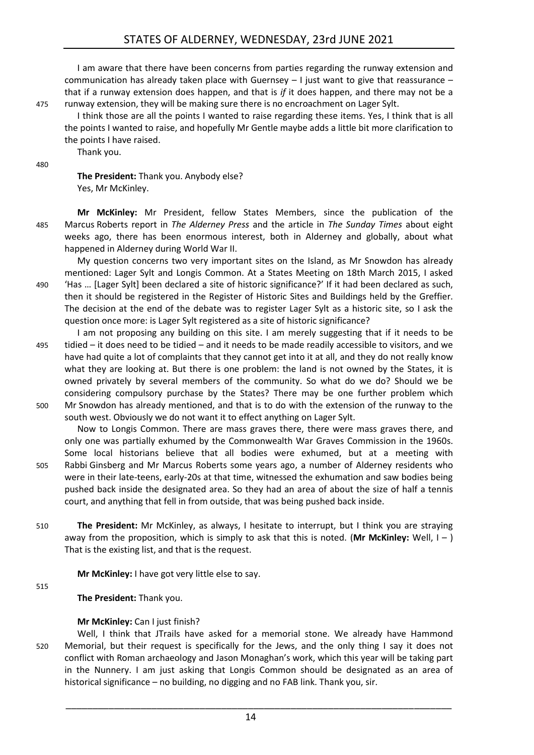I am aware that there have been concerns from parties regarding the runway extension and communication has already taken place with Guernsey – I just want to give that reassurance – that if a runway extension does happen, and that is *if* it does happen, and there may not be a runway extension, they will be making sure there is no encroachment on Lager Sylt.

I think those are all the points I wanted to raise regarding these items. Yes, I think that is all the points I wanted to raise, and hopefully Mr Gentle maybe adds a little bit more clarification to the points I have raised.

Thank you.

**The President:** Thank you. Anybody else?

Yes, Mr McKinley.

**Mr McKinley:** Mr President, fellow States Members, since the publication of the Marcus Roberts report in *The Alderney Press* and the article in *The Sunday Times* about eight weeks ago, there has been enormous interest, both in Alderney and globally, about what happened in Alderney during World War II.

My question concerns two very important sites on the Island, as Mr Snowdon has already mentioned: Lager Sylt and Longis Common. At a States Meeting on 18th March 2015, I asked 'Has … [Lager Sylt] been declared a site of historic significance?' If it had been declared as such, then it should be registered in the Register of Historic Sites and Buildings held by the Greffier. The decision at the end of the debate was to register Lager Sylt as a historic site, so I ask the question once more: is Lager Sylt registered as a site of historic significance?

I am not proposing any building on this site. I am merely suggesting that if it needs to be tidied – it does need to be tidied – and it needs to be made readily accessible to visitors, and we have had quite a lot of complaints that they cannot get into it at all, and they do not really know what they are looking at. But there is one problem: the land is not owned by the States, it is owned privately by several members of the community. So what do we do? Should we be considering compulsory purchase by the States? There may be one further problem which Mr Snowdon has already mentioned, and that is to do with the extension of the runway to the south west. Obviously we do not want it to effect anything on Lager Sylt.

Now to Longis Common. There are mass graves there, there were mass graves there, and only one was partially exhumed by the Commonwealth War Graves Commission in the 1960s. Some local historians believe that all bodies were exhumed, but at a meeting with Rabbi Ginsberg and Mr Marcus Roberts some years ago, a number of Alderney residents who were in their late-teens, early-20s at that time, witnessed the exhumation and saw bodies being pushed back inside the designated area. So they had an area of about the size of half a tennis court, and anything that fell in from outside, that was being pushed back inside.

**The President:** Mr McKinley, as always, I hesitate to interrupt, but I think you are straying away from the proposition, which is simply to ask that this is noted. (**Mr McKinley:** Well, I – ) That is the existing list, and that is the request.

**Mr McKinley:** I have got very little else to say.

**The President:** Thank you.

**Mr McKinley:** Can I just finish?

Well, I think that JTrails have asked for a memorial stone. We already have Hammond Memorial, but their request is specifically for the Jews, and the only thing I say it does not conflict with Roman archaeology and Jason Monaghan's work, which this year will be taking part in the Nunnery. I am just asking that Longis Common should be designated as an area of historical significance – no building, no digging and no FAB link. Thank you, sir.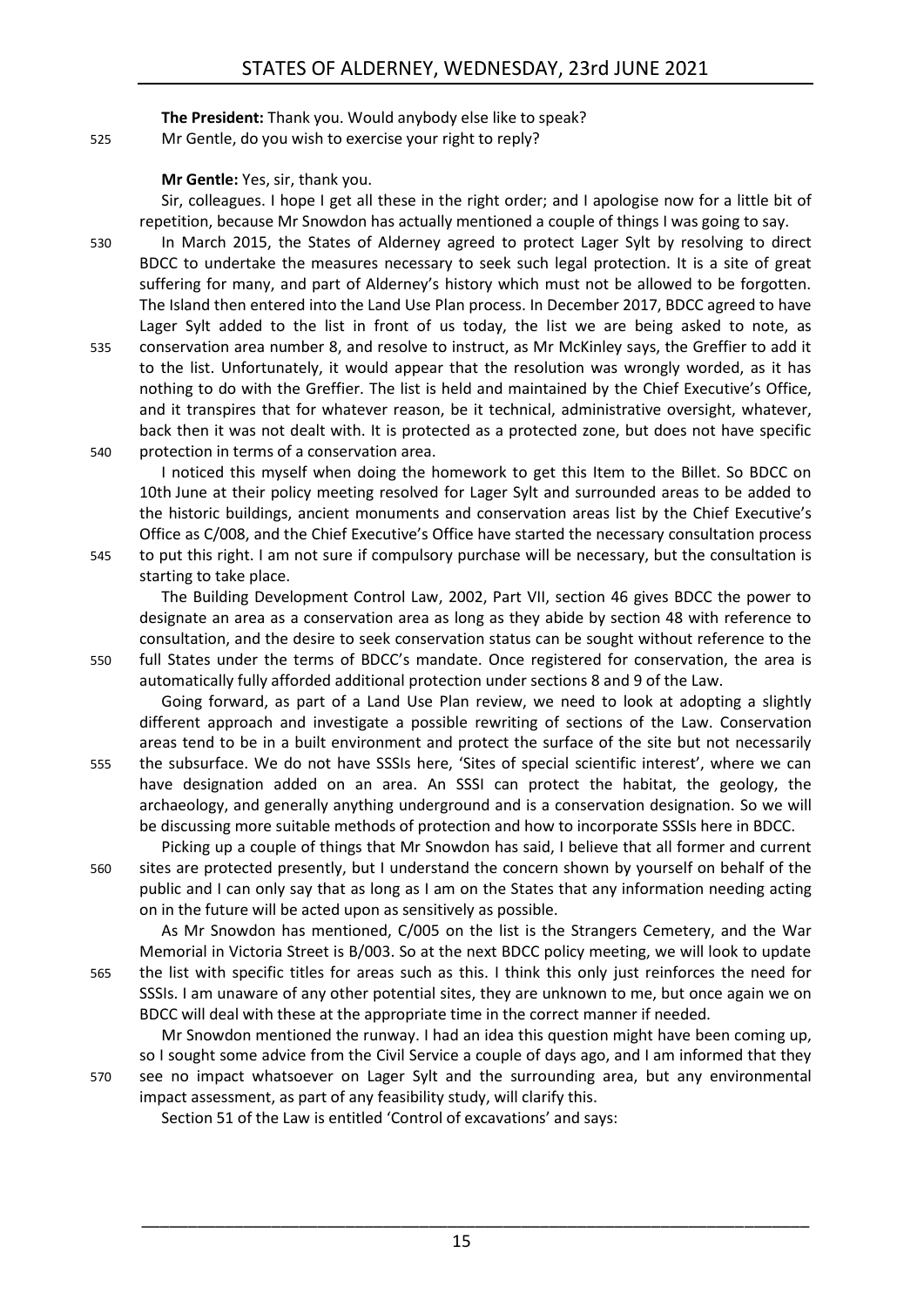**The President:** Thank you. Would anybody else like to speak?

Mr Gentle, do you wish to exercise your right to reply?

**Mr Gentle:** Yes, sir, thank you.

Sir, colleagues. I hope I get all these in the right order; and I apologise now for a little bit of repetition, because Mr Snowdon has actually mentioned a couple of things I was going to say.

In March 2015, the States of Alderney agreed to protect Lager Sylt by resolving to direct BDCC to undertake the measures necessary to seek such legal protection. It is a site of great suffering for many, and part of Alderney's history which must not be allowed to be forgotten. The Island then entered into the Land Use Plan process. In December 2017, BDCC agreed to have Lager Sylt added to the list in front of us today, the list we are being asked to note, as conservation area number 8, and resolve to instruct, as Mr McKinley says, the Greffier to add it to the list. Unfortunately, it would appear that the resolution was wrongly worded, as it has nothing to do with the Greffier. The list is held and maintained by the Chief Executive's Office, and it transpires that for whatever reason, be it technical, administrative oversight, whatever, back then it was not dealt with. It is protected as a protected zone, but does not have specific protection in terms of a conservation area.

I noticed this myself when doing the homework to get this Item to the Billet. So BDCC on 10th June at their policy meeting resolved for Lager Sylt and surrounded areas to be added to the historic buildings, ancient monuments and conservation areas list by the Chief Executive's Office as C/008, and the Chief Executive's Office have started the necessary consultation process to put this right. I am not sure if compulsory purchase will be necessary, but the consultation is starting to take place.

The Building Development Control Law, 2002, Part VII, section 46 gives BDCC the power to designate an area as a conservation area as long as they abide by section 48 with reference to consultation, and the desire to seek conservation status can be sought without reference to the full States under the terms of BDCC's mandate. Once registered for conservation, the area is automatically fully afforded additional protection under sections 8 and 9 of the Law.

Going forward, as part of a Land Use Plan review, we need to look at adopting a slightly different approach and investigate a possible rewriting of sections of the Law. Conservation areas tend to be in a built environment and protect the surface of the site but not necessarily the subsurface. We do not have SSSIs here, 'Sites of special scientific interest', where we can have designation added on an area. An SSSI can protect the habitat, the geology, the archaeology, and generally anything underground and is a conservation designation. So we will be discussing more suitable methods of protection and how to incorporate SSSIs here in BDCC.

Picking up a couple of things that Mr Snowdon has said, I believe that all former and current sites are protected presently, but I understand the concern shown by yourself on behalf of the public and I can only say that as long as I am on the States that any information needing acting on in the future will be acted upon as sensitively as possible.

As Mr Snowdon has mentioned, C/005 on the list is the Strangers Cemetery, and the War Memorial in Victoria Street is B/003. So at the next BDCC policy meeting, we will look to update the list with specific titles for areas such as this. I think this only just reinforces the need for SSSIs. I am unaware of any other potential sites, they are unknown to me, but once again we on BDCC will deal with these at the appropriate time in the correct manner if needed.

Mr Snowdon mentioned the runway. I had an idea this question might have been coming up, so I sought some advice from the Civil Service a couple of days ago, and I am informed that they see no impact whatsoever on Lager Sylt and the surrounding area, but any environmental impact assessment, as part of any feasibility study, will clarify this.

Section 51 of the Law is entitled 'Control of excavations' and says: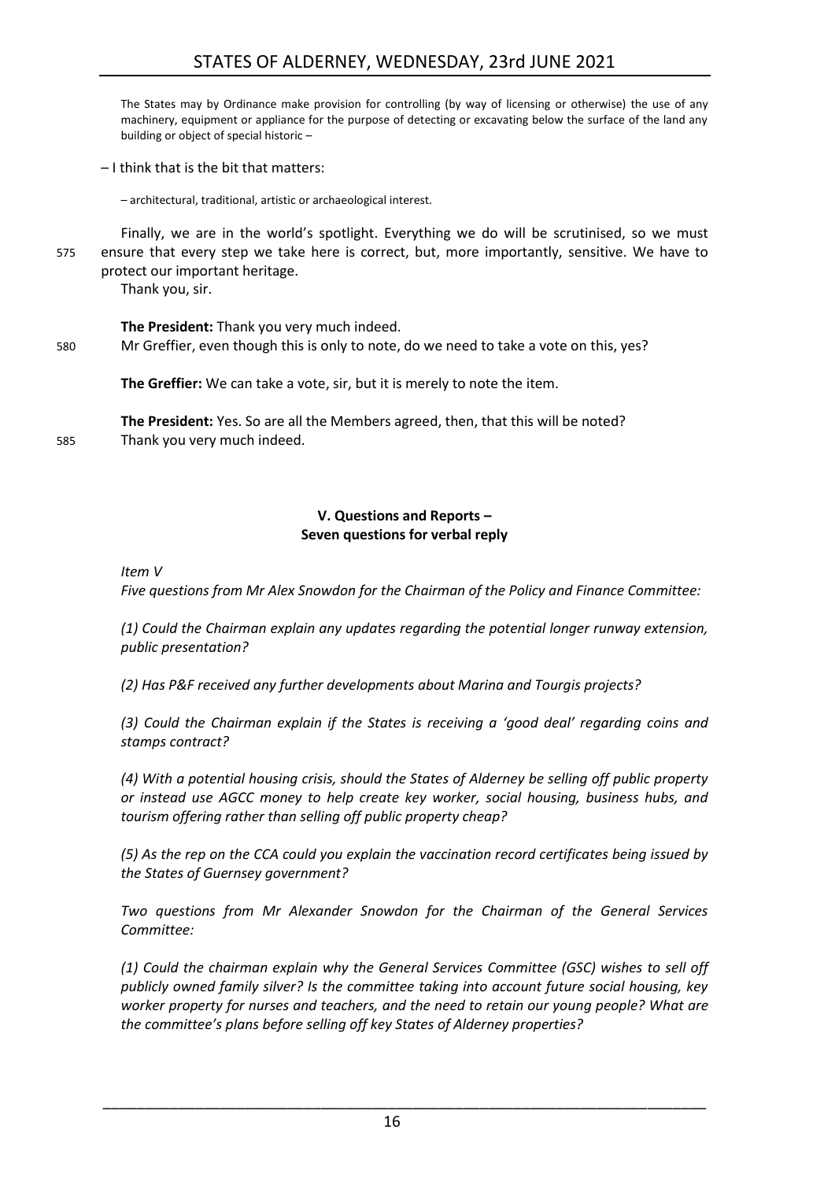> The States may by Ordinance make provision for controlling (by way of licensing or otherwise) the use of any machinery, equipment or appliance for the purpose of detecting or excavating below the surface of the land any building or object of special historic –

– I think that is the bit that matters:

> – architectural, traditional, artistic or archaeological interest.

Finally, we are in the world's spotlight. Everything we do will be scrutinised, so we must ensure that every step we take here is correct, but, more importantly, sensitive. We have to protect our important heritage.

Thank you, sir.

**The President:** Thank you very much indeed.

Mr Greffier, even though this is only to note, do we need to take a vote on this, yes?

**The Greffier:** We can take a vote, sir, but it is merely to note the item.

**The President:** Yes. So are all the Members agreed, then, that this will be noted?

Thank you very much indeed.

## V. Questions and Reports – Seven questions for verbal reply

*Item V*

*Five questions from Mr Alex Snowdon for the Chairman of the Policy and Finance Committee:*

*(1) Could the Chairman explain any updates regarding the potential longer runway extension, public presentation?*

*(2) Has P&F received any further developments about Marina and Tourgis projects?*

*(3) Could the Chairman explain if the States is receiving a 'good deal' regarding coins and stamps contract?*

*(4) With a potential housing crisis, should the States of Alderney be selling off public property or instead use AGCC money to help create key worker, social housing, business hubs, and tourism offering rather than selling off public property cheap?*

*(5) As the rep on the CCA could you explain the vaccination record certificates being issued by the States of Guernsey government?*

*Two questions from Mr Alexander Snowdon for the Chairman of the General Services Committee:*

*(1) Could the chairman explain why the General Services Committee (GSC) wishes to sell off publicly owned family silver? Is the committee taking into account future social housing, key worker property for nurses and teachers, and the need to retain our young people? What are the committee's plans before selling off key States of Alderney properties?*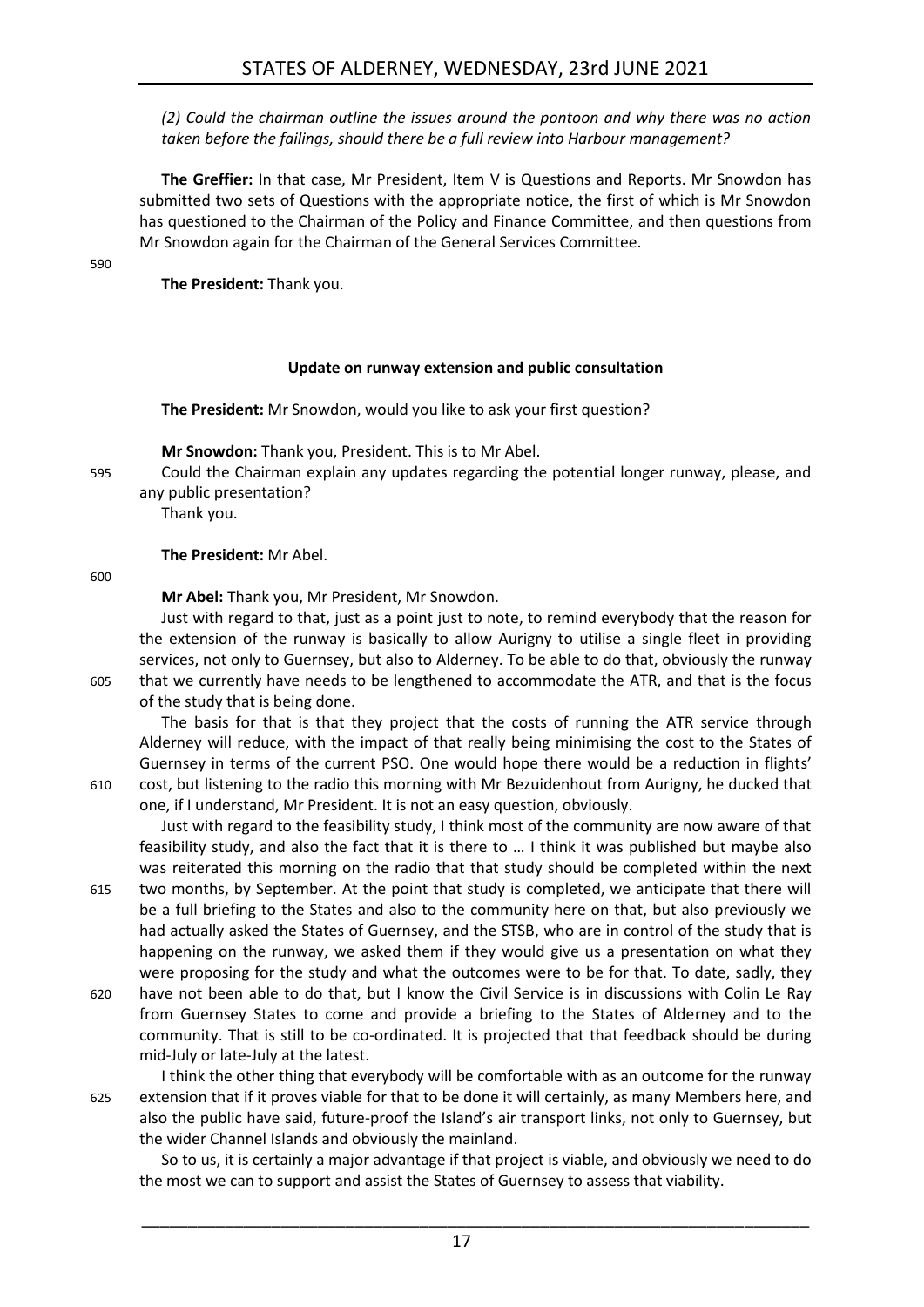*(2) Could the chairman outline the issues around the pontoon and why there was no action taken before the failings, should there be a full review into Harbour management?*

**The Greffier:** In that case, Mr President, Item V is Questions and Reports. Mr Snowdon has submitted two sets of Questions with the appropriate notice, the first of which is Mr Snowdon has questioned to the Chairman of the Policy and Finance Committee, and then questions from Mr Snowdon again for the Chairman of the General Services Committee.

**The President:** Thank you.

### Update on runway extension and public consultation

**The President:** Mr Snowdon, would you like to ask your first question?

**Mr Snowdon:** Thank you, President. This is to Mr Abel.

Could the Chairman explain any updates regarding the potential longer runway, please, and any public presentation?

Thank you.

**The President:** Mr Abel.

**Mr Abel:** Thank you, Mr President, Mr Snowdon.

Just with regard to that, just as a point just to note, to remind everybody that the reason for the extension of the runway is basically to allow Aurigny to utilise a single fleet in providing services, not only to Guernsey, but also to Alderney. To be able to do that, obviously the runway that we currently have needs to be lengthened to accommodate the ATR, and that is the focus of the study that is being done.

The basis for that is that they project that the costs of running the ATR service through Alderney will reduce, with the impact of that really being minimising the cost to the States of Guernsey in terms of the current PSO. One would hope there would be a reduction in flights' cost, but listening to the radio this morning with Mr Bezuidenhout from Aurigny, he ducked that one, if I understand, Mr President. It is not an easy question, obviously.

Just with regard to the feasibility study, I think most of the community are now aware of that feasibility study, and also the fact that it is there to … I think it was published but maybe also was reiterated this morning on the radio that that study should be completed within the next two months, by September. At the point that study is completed, we anticipate that there will be a full briefing to the States and also to the community here on that, but also previously we had actually asked the States of Guernsey, and the STSB, who are in control of the study that is happening on the runway, we asked them if they would give us a presentation on what they were proposing for the study and what the outcomes were to be for that. To date, sadly, they have not been able to do that, but I know the Civil Service is in discussions with Colin Le Ray from Guernsey States to come and provide a briefing to the States of Alderney and to the community. That is still to be co-ordinated. It is projected that that feedback should be during mid-July or late-July at the latest.

I think the other thing that everybody will be comfortable with as an outcome for the runway extension that if it proves viable for that to be done it will certainly, as many Members here, and also the public have said, future-proof the Island's air transport links, not only to Guernsey, but the wider Channel Islands and obviously the mainland.

So to us, it is certainly a major advantage if that project is viable, and obviously we need to do the most we can to support and assist the States of Guernsey to assess that viability.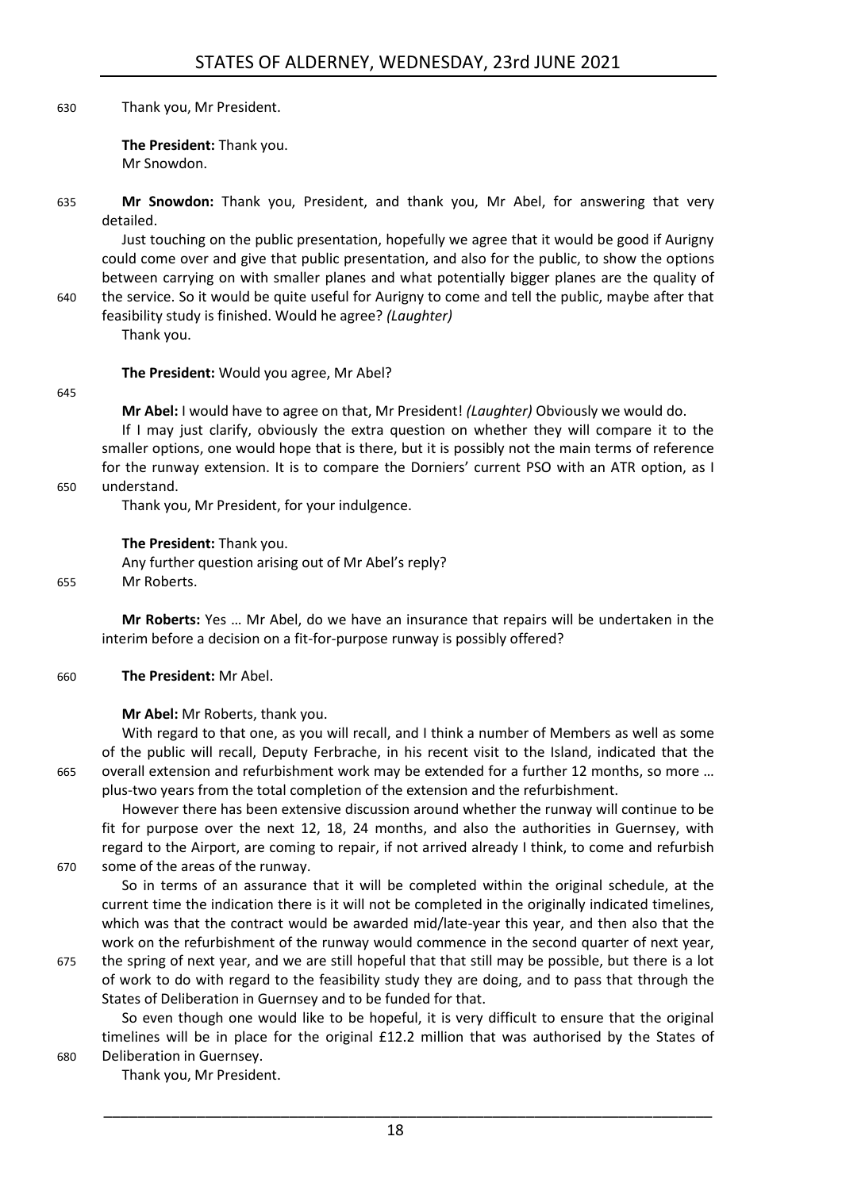Thank you, Mr President.

**The President:** Thank you.
Mr Snowdon.

**Mr Snowdon:** Thank you, President, and thank you, Mr Abel, for answering that very detailed.

Just touching on the public presentation, hopefully we agree that it would be good if Aurigny could come over and give that public presentation, and also for the public, to show the options between carrying on with smaller planes and what potentially bigger planes are the quality of the service. So it would be quite useful for Aurigny to come and tell the public, maybe after that feasibility study is finished. Would he agree? *(Laughter)*

Thank you.

**The President:** Would you agree, Mr Abel?

**Mr Abel:** I would have to agree on that, Mr President! *(Laughter)* Obviously we would do.

If I may just clarify, obviously the extra question on whether they will compare it to the smaller options, one would hope that is there, but it is possibly not the main terms of reference for the runway extension. It is to compare the Dorniers' current PSO with an ATR option, as I understand.

Thank you, Mr President, for your indulgence.

**The President:** Thank you.
Any further question arising out of Mr Abel's reply?
Mr Roberts.

**Mr Roberts:** Yes … Mr Abel, do we have an insurance that repairs will be undertaken in the interim before a decision on a fit-for-purpose runway is possibly offered?

**The President:** Mr Abel.

**Mr Abel:** Mr Roberts, thank you.

With regard to that one, as you will recall, and I think a number of Members as well as some of the public will recall, Deputy Ferbrache, in his recent visit to the Island, indicated that the overall extension and refurbishment work may be extended for a further 12 months, so more … plus-two years from the total completion of the extension and the refurbishment.

However there has been extensive discussion around whether the runway will continue to be fit for purpose over the next 12, 18, 24 months, and also the authorities in Guernsey, with regard to the Airport, are coming to repair, if not arrived already I think, to come and refurbish some of the areas of the runway.

So in terms of an assurance that it will be completed within the original schedule, at the current time the indication there is it will not be completed in the originally indicated timelines, which was that the contract would be awarded mid/late-year this year, and then also that the work on the refurbishment of the runway would commence in the second quarter of next year, the spring of next year, and we are still hopeful that that still may be possible, but there is a lot of work to do with regard to the feasibility study they are doing, and to pass that through the States of Deliberation in Guernsey and to be funded for that.

So even though one would like to be hopeful, it is very difficult to ensure that the original timelines will be in place for the original £12.2 million that was authorised by the States of Deliberation in Guernsey.

Thank you, Mr President.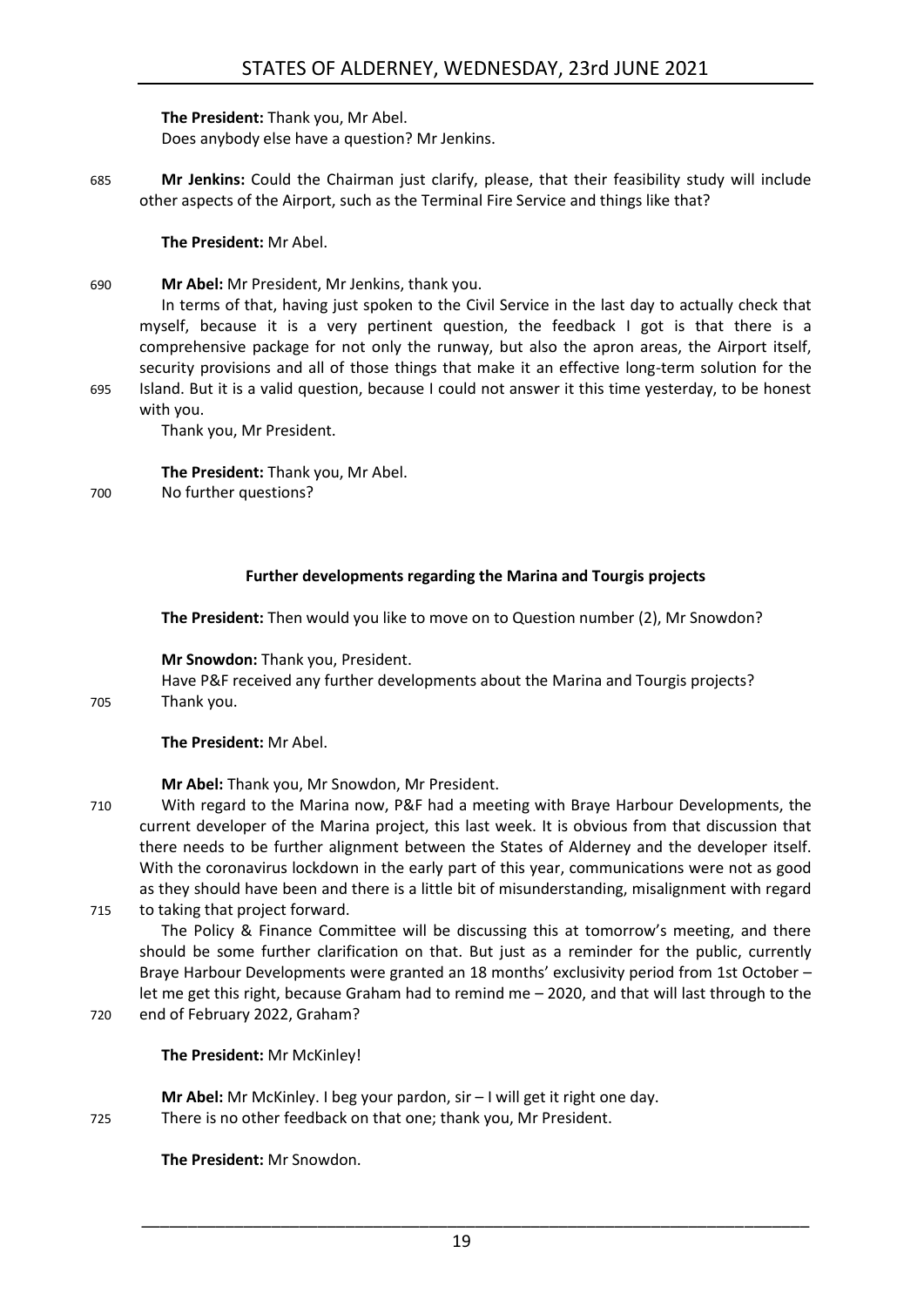**The President:** Thank you, Mr Abel.

Does anybody else have a question? Mr Jenkins.

685 **Mr Jenkins:** Could the Chairman just clarify, please, that their feasibility study will include other aspects of the Airport, such as the Terminal Fire Service and things like that?

**The President:** Mr Abel.

690 **Mr Abel:** Mr President, Mr Jenkins, thank you.

In terms of that, having just spoken to the Civil Service in the last day to actually check that myself, because it is a very pertinent question, the feedback I got is that there is a comprehensive package for not only the runway, but also the apron areas, the Airport itself, security provisions and all of those things that make it an effective long-term solution for the 695 Island. But it is a valid question, because I could not answer it this time yesterday, to be honest with you.

Thank you, Mr President.

**The President:** Thank you, Mr Abel.

700 No further questions?

### Further developments regarding the Marina and Tourgis projects

**The President:** Then would you like to move on to Question number (2), Mr Snowdon?

**Mr Snowdon:** Thank you, President.

Have P&F received any further developments about the Marina and Tourgis projects?

705 Thank you.

**The President:** Mr Abel.

**Mr Abel:** Thank you, Mr Snowdon, Mr President.

710 With regard to the Marina now, P&F had a meeting with Braye Harbour Developments, the current developer of the Marina project, this last week. It is obvious from that discussion that there needs to be further alignment between the States of Alderney and the developer itself. With the coronavirus lockdown in the early part of this year, communications were not as good as they should have been and there is a little bit of misunderstanding, misalignment with regard 715 to taking that project forward.

The Policy & Finance Committee will be discussing this at tomorrow's meeting, and there should be some further clarification on that. But just as a reminder for the public, currently Braye Harbour Developments were granted an 18 months' exclusivity period from 1st October – let me get this right, because Graham had to remind me – 2020, and that will last through to the 720 end of February 2022, Graham?

**The President:** Mr McKinley!

**Mr Abel:** Mr McKinley. I beg your pardon, sir – I will get it right one day.

725 There is no other feedback on that one; thank you, Mr President.

**The President:** Mr Snowdon.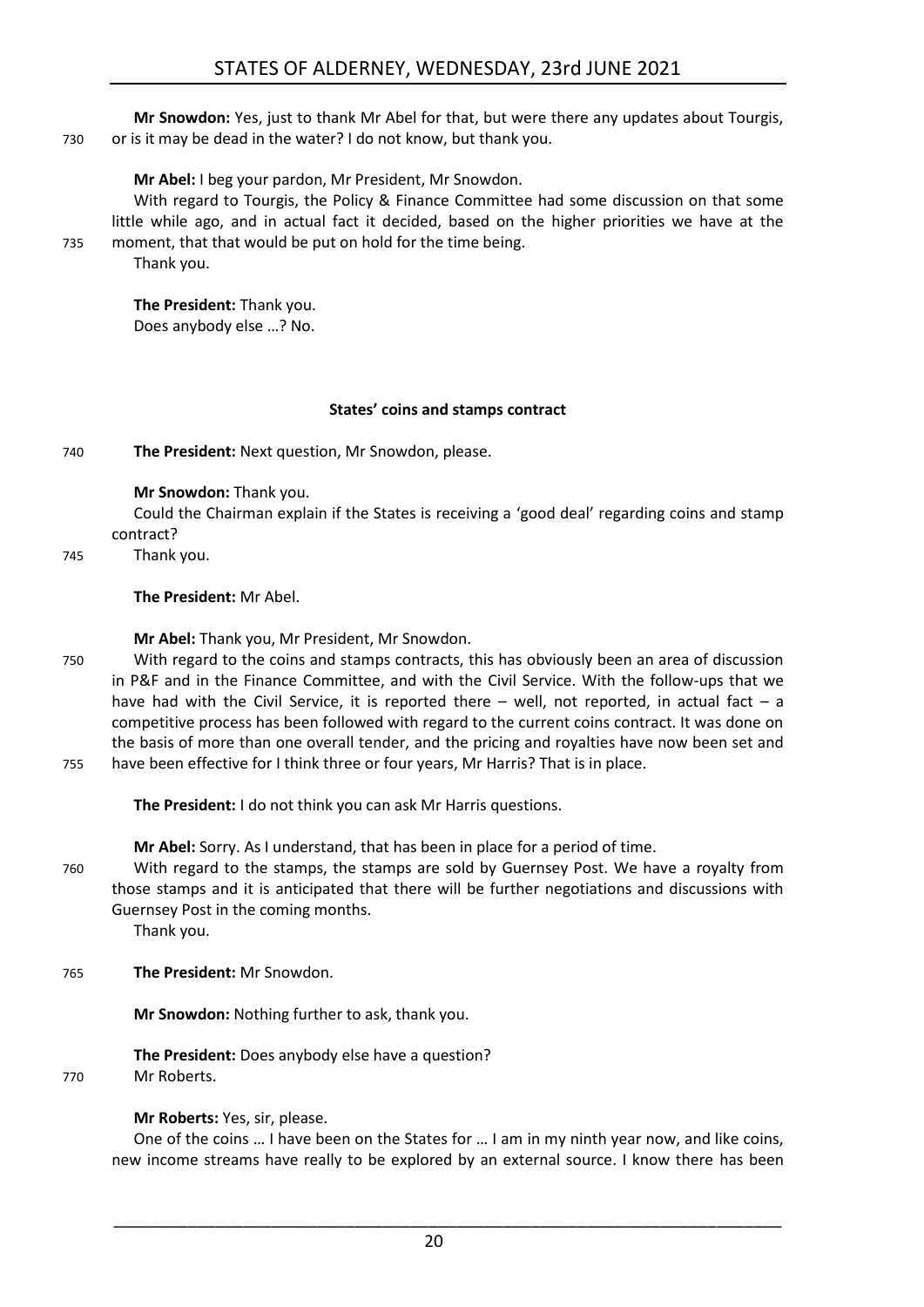**Mr Snowdon:** Yes, just to thank Mr Abel for that, but were there any updates about Tourgis, or is it may be dead in the water? I do not know, but thank you.

**Mr Abel:** I beg your pardon, Mr President, Mr Snowdon.

With regard to Tourgis, the Policy & Finance Committee had some discussion on that some little while ago, and in actual fact it decided, based on the higher priorities we have at the moment, that that would be put on hold for the time being.

Thank you.

**The President:** Thank you.

Does anybody else …? No.

### States' coins and stamps contract

**The President:** Next question, Mr Snowdon, please.

**Mr Snowdon:** Thank you.

Could the Chairman explain if the States is receiving a 'good deal' regarding coins and stamp contract?

Thank you.

**The President:** Mr Abel.

**Mr Abel:** Thank you, Mr President, Mr Snowdon.

With regard to the coins and stamps contracts, this has obviously been an area of discussion in P&F and in the Finance Committee, and with the Civil Service. With the follow-ups that we have had with the Civil Service, it is reported there – well, not reported, in actual fact – a competitive process has been followed with regard to the current coins contract. It was done on the basis of more than one overall tender, and the pricing and royalties have now been set and have been effective for I think three or four years, Mr Harris? That is in place.

**The President:** I do not think you can ask Mr Harris questions.

**Mr Abel:** Sorry. As I understand, that has been in place for a period of time.

With regard to the stamps, the stamps are sold by Guernsey Post. We have a royalty from those stamps and it is anticipated that there will be further negotiations and discussions with Guernsey Post in the coming months.

Thank you.

**The President:** Mr Snowdon.

**Mr Snowdon:** Nothing further to ask, thank you.

**The President:** Does anybody else have a question?

Mr Roberts.

**Mr Roberts:** Yes, sir, please.

One of the coins … I have been on the States for … I am in my ninth year now, and like coins, new income streams have really to be explored by an external source. I know there has been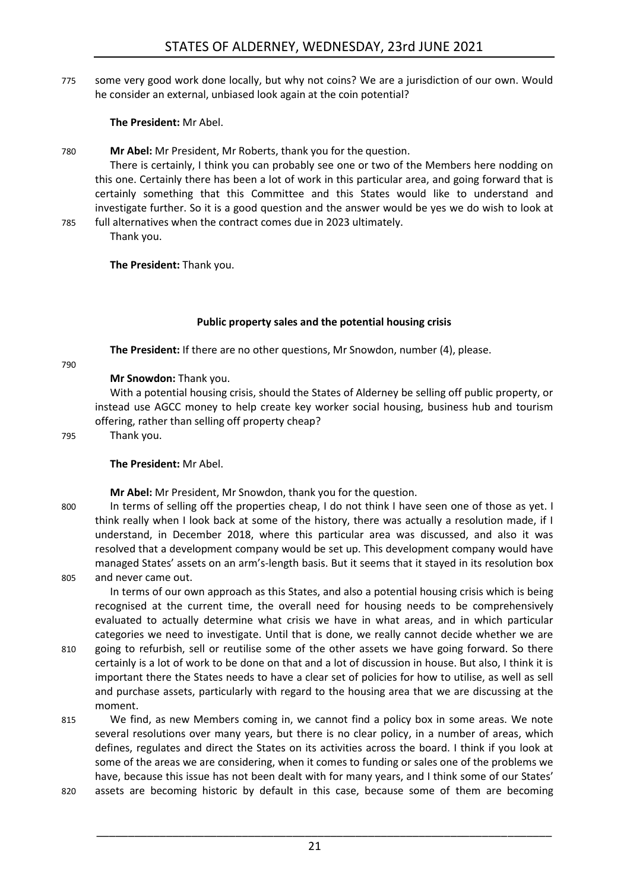some very good work done locally, but why not coins? We are a jurisdiction of our own. Would he consider an external, unbiased look again at the coin potential?

**The President:** Mr Abel.

**Mr Abel:** Mr President, Mr Roberts, thank you for the question.

There is certainly, I think you can probably see one or two of the Members here nodding on this one. Certainly there has been a lot of work in this particular area, and going forward that is certainly something that this Committee and this States would like to understand and investigate further. So it is a good question and the answer would be yes we do wish to look at full alternatives when the contract comes due in 2023 ultimately.

Thank you.

**The President:** Thank you.

### Public property sales and the potential housing crisis

**The President:** If there are no other questions, Mr Snowdon, number (4), please.

**Mr Snowdon:** Thank you.

With a potential housing crisis, should the States of Alderney be selling off public property, or instead use AGCC money to help create key worker social housing, business hub and tourism offering, rather than selling off property cheap?

Thank you.

**The President:** Mr Abel.

**Mr Abel:** Mr President, Mr Snowdon, thank you for the question.

In terms of selling off the properties cheap, I do not think I have seen one of those as yet. I think really when I look back at some of the history, there was actually a resolution made, if I understand, in December 2018, where this particular area was discussed, and also it was resolved that a development company would be set up. This development company would have managed States' assets on an arm's-length basis. But it seems that it stayed in its resolution box and never came out.

In terms of our own approach as this States, and also a potential housing crisis which is being recognised at the current time, the overall need for housing needs to be comprehensively evaluated to actually determine what crisis we have in what areas, and in which particular categories we need to investigate. Until that is done, we really cannot decide whether we are going to refurbish, sell or reutilise some of the other assets we have going forward. So there certainly is a lot of work to be done on that and a lot of discussion in house. But also, I think it is important there the States needs to have a clear set of policies for how to utilise, as well as sell and purchase assets, particularly with regard to the housing area that we are discussing at the moment.

We find, as new Members coming in, we cannot find a policy box in some areas. We note several resolutions over many years, but there is no clear policy, in a number of areas, which defines, regulates and direct the States on its activities across the board. I think if you look at some of the areas we are considering, when it comes to funding or sales one of the problems we have, because this issue has not been dealt with for many years, and I think some of our States' assets are becoming historic by default in this case, because some of them are becoming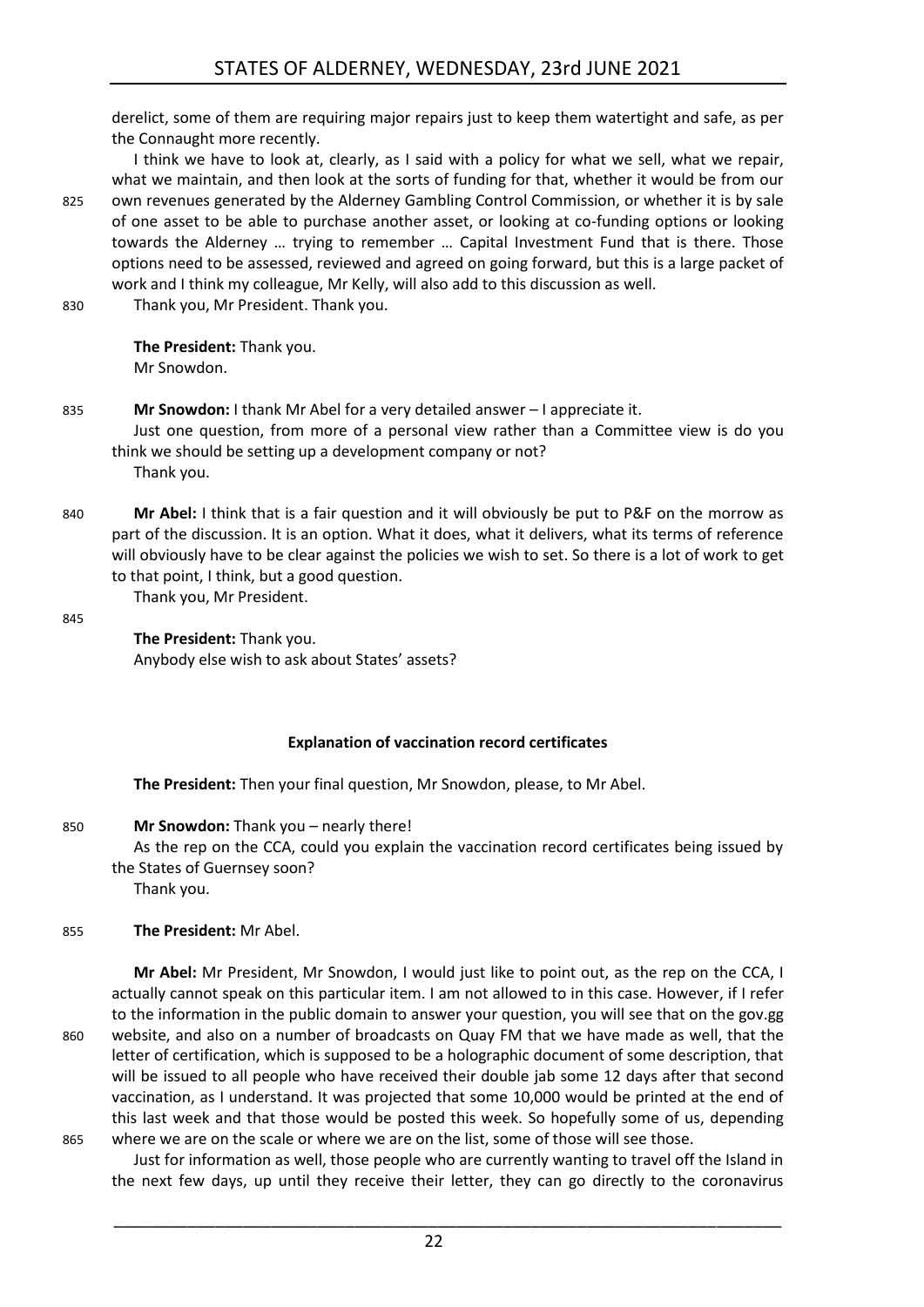derelict, some of them are requiring major repairs just to keep them watertight and safe, as per the Connaught more recently.

I think we have to look at, clearly, as I said with a policy for what we sell, what we repair, what we maintain, and then look at the sorts of funding for that, whether it would be from our own revenues generated by the Alderney Gambling Control Commission, or whether it is by sale of one asset to be able to purchase another asset, or looking at co-funding options or looking towards the Alderney … trying to remember … Capital Investment Fund that is there. Those options need to be assessed, reviewed and agreed on going forward, but this is a large packet of work and I think my colleague, Mr Kelly, will also add to this discussion as well.

Thank you, Mr President. Thank you.

**The President:** Thank you.

Mr Snowdon.

**Mr Snowdon:** I thank Mr Abel for a very detailed answer – I appreciate it.

Just one question, from more of a personal view rather than a Committee view is do you think we should be setting up a development company or not?

Thank you.

**Mr Abel:** I think that is a fair question and it will obviously be put to P&F on the morrow as part of the discussion. It is an option. What it does, what it delivers, what its terms of reference will obviously have to be clear against the policies we wish to set. So there is a lot of work to get to that point, I think, but a good question.

Thank you, Mr President.

**The President:** Thank you.

Anybody else wish to ask about States' assets?

### Explanation of vaccination record certificates

**The President:** Then your final question, Mr Snowdon, please, to Mr Abel.

**Mr Snowdon:** Thank you – nearly there!

As the rep on the CCA, could you explain the vaccination record certificates being issued by the States of Guernsey soon?

Thank you.

**The President:** Mr Abel.

**Mr Abel:** Mr President, Mr Snowdon, I would just like to point out, as the rep on the CCA, I actually cannot speak on this particular item. I am not allowed to in this case. However, if I refer to the information in the public domain to answer your question, you will see that on the gov.gg website, and also on a number of broadcasts on Quay FM that we have made as well, that the letter of certification, which is supposed to be a holographic document of some description, that will be issued to all people who have received their double jab some 12 days after that second vaccination, as I understand. It was projected that some 10,000 would be printed at the end of this last week and that those would be posted this week. So hopefully some of us, depending where we are on the scale or where we are on the list, some of those will see those.

Just for information as well, those people who are currently wanting to travel off the Island in the next few days, up until they receive their letter, they can go directly to the coronavirus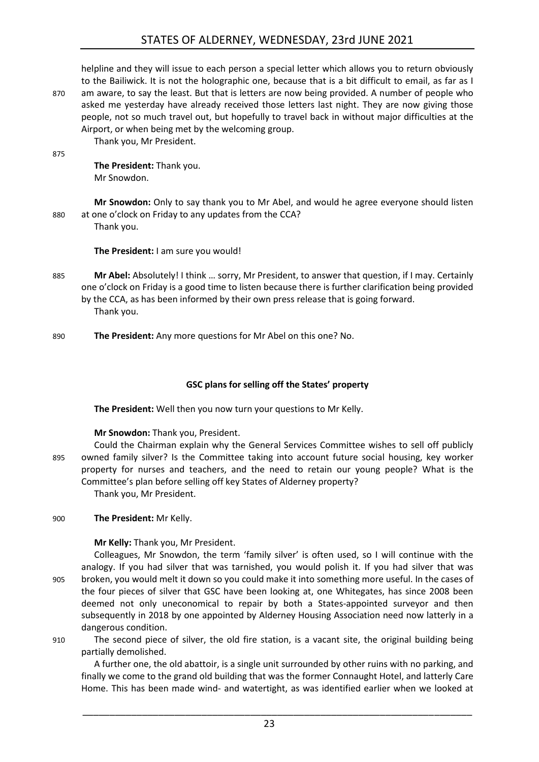helpline and they will issue to each person a special letter which allows you to return obviously to the Bailiwick. It is not the holographic one, because that is a bit difficult to email, as far as I am aware, to say the least. But that is letters are now being provided. A number of people who asked me yesterday have already received those letters last night. They are now giving those people, not so much travel out, but hopefully to travel back in without major difficulties at the Airport, or when being met by the welcoming group.

Thank you, Mr President.

**The President:** Thank you.

Mr Snowdon.

**Mr Snowdon:** Only to say thank you to Mr Abel, and would he agree everyone should listen at one o'clock on Friday to any updates from the CCA?

Thank you.

**The President:** I am sure you would!

**Mr Abel:** Absolutely! I think … sorry, Mr President, to answer that question, if I may. Certainly one o'clock on Friday is a good time to listen because there is further clarification being provided by the CCA, as has been informed by their own press release that is going forward.

Thank you.

**The President:** Any more questions for Mr Abel on this one? No.

### GSC plans for selling off the States' property

**The President:** Well then you now turn your questions to Mr Kelly.

**Mr Snowdon:** Thank you, President.

Could the Chairman explain why the General Services Committee wishes to sell off publicly owned family silver? Is the Committee taking into account future social housing, key worker property for nurses and teachers, and the need to retain our young people? What is the Committee's plan before selling off key States of Alderney property?

Thank you, Mr President.

**The President:** Mr Kelly.

**Mr Kelly:** Thank you, Mr President.

Colleagues, Mr Snowdon, the term 'family silver' is often used, so I will continue with the analogy. If you had silver that was tarnished, you would polish it. If you had silver that was broken, you would melt it down so you could make it into something more useful. In the cases of the four pieces of silver that GSC have been looking at, one Whitegates, has since 2008 been deemed not only uneconomical to repair by both a States-appointed surveyor and then subsequently in 2018 by one appointed by Alderney Housing Association need now latterly in a dangerous condition.

The second piece of silver, the old fire station, is a vacant site, the original building being partially demolished.

A further one, the old abattoir, is a single unit surrounded by other ruins with no parking, and finally we come to the grand old building that was the former Connaught Hotel, and latterly Care Home. This has been made wind- and watertight, as was identified earlier when we looked at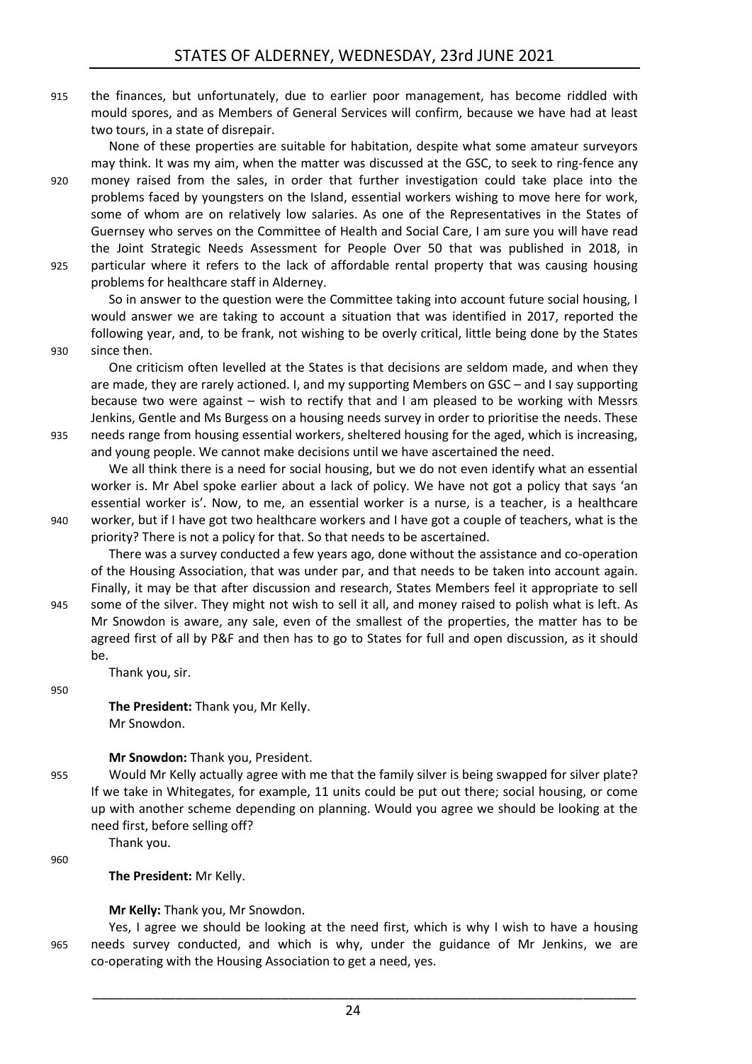the finances, but unfortunately, due to earlier poor management, has become riddled with mould spores, and as Members of General Services will confirm, because we have had at least two tours, in a state of disrepair.

None of these properties are suitable for habitation, despite what some amateur surveyors may think. It was my aim, when the matter was discussed at the GSC, to seek to ring-fence any money raised from the sales, in order that further investigation could take place into the problems faced by youngsters on the Island, essential workers wishing to move here for work, some of whom are on relatively low salaries. As one of the Representatives in the States of Guernsey who serves on the Committee of Health and Social Care, I am sure you will have read the Joint Strategic Needs Assessment for People Over 50 that was published in 2018, in particular where it refers to the lack of affordable rental property that was causing housing problems for healthcare staff in Alderney.

So in answer to the question were the Committee taking into account future social housing, I would answer we are taking to account a situation that was identified in 2017, reported the following year, and, to be frank, not wishing to be overly critical, little being done by the States since then.

One criticism often levelled at the States is that decisions are seldom made, and when they are made, they are rarely actioned. I, and my supporting Members on GSC – and I say supporting because two were against – wish to rectify that and I am pleased to be working with Messrs Jenkins, Gentle and Ms Burgess on a housing needs survey in order to prioritise the needs. These needs range from housing essential workers, sheltered housing for the aged, which is increasing, and young people. We cannot make decisions until we have ascertained the need.

We all think there is a need for social housing, but we do not even identify what an essential worker is. Mr Abel spoke earlier about a lack of policy. We have not got a policy that says 'an essential worker is'. Now, to me, an essential worker is a nurse, is a teacher, is a healthcare worker, but if I have got two healthcare workers and I have got a couple of teachers, what is the priority? There is not a policy for that. So that needs to be ascertained.

There was a survey conducted a few years ago, done without the assistance and co-operation of the Housing Association, that was under par, and that needs to be taken into account again. Finally, it may be that after discussion and research, States Members feel it appropriate to sell some of the silver. They might not wish to sell it all, and money raised to polish what is left. As Mr Snowdon is aware, any sale, even of the smallest of the properties, the matter has to be agreed first of all by P&F and then has to go to States for full and open discussion, as it should be.

Thank you, sir.

**The President:** Thank you, Mr Kelly.
Mr Snowdon.

**Mr Snowdon:** Thank you, President.

Would Mr Kelly actually agree with me that the family silver is being swapped for silver plate? If we take in Whitegates, for example, 11 units could be put out there; social housing, or come up with another scheme depending on planning. Would you agree we should be looking at the need first, before selling off?

Thank you.

**The President:** Mr Kelly.

**Mr Kelly:** Thank you, Mr Snowdon.

Yes, I agree we should be looking at the need first, which is why I wish to have a housing needs survey conducted, and which is why, under the guidance of Mr Jenkins, we are co-operating with the Housing Association to get a need, yes.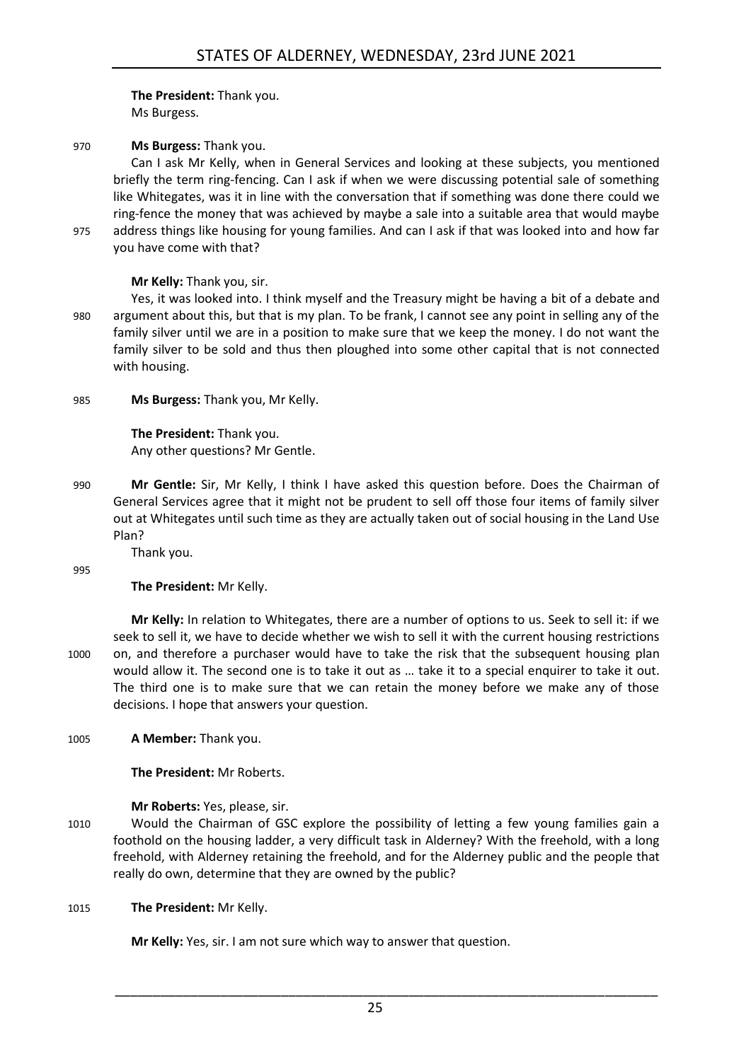**The President:** Thank you.
Ms Burgess.

**Ms Burgess:** Thank you.

Can I ask Mr Kelly, when in General Services and looking at these subjects, you mentioned briefly the term ring-fencing. Can I ask if when we were discussing potential sale of something like Whitegates, was it in line with the conversation that if something was done there could we ring-fence the money that was achieved by maybe a sale into a suitable area that would maybe address things like housing for young families. And can I ask if that was looked into and how far you have come with that?

**Mr Kelly:** Thank you, sir.

Yes, it was looked into. I think myself and the Treasury might be having a bit of a debate and argument about this, but that is my plan. To be frank, I cannot see any point in selling any of the family silver until we are in a position to make sure that we keep the money. I do not want the family silver to be sold and thus then ploughed into some other capital that is not connected with housing.

**Ms Burgess:** Thank you, Mr Kelly.

**The President:** Thank you.
Any other questions? Mr Gentle.

**Mr Gentle:** Sir, Mr Kelly, I think I have asked this question before. Does the Chairman of General Services agree that it might not be prudent to sell off those four items of family silver out at Whitegates until such time as they are actually taken out of social housing in the Land Use Plan?

Thank you.

**The President:** Mr Kelly.

**Mr Kelly:** In relation to Whitegates, there are a number of options to us. Seek to sell it: if we seek to sell it, we have to decide whether we wish to sell it with the current housing restrictions on, and therefore a purchaser would have to take the risk that the subsequent housing plan would allow it. The second one is to take it out as … take it to a special enquirer to take it out. The third one is to make sure that we can retain the money before we make any of those decisions. I hope that answers your question.

**A Member:** Thank you.

**The President:** Mr Roberts.

**Mr Roberts:** Yes, please, sir.

Would the Chairman of GSC explore the possibility of letting a few young families gain a foothold on the housing ladder, a very difficult task in Alderney? With the freehold, with a long freehold, with Alderney retaining the freehold, and for the Alderney public and the people that really do own, determine that they are owned by the public?

**The President:** Mr Kelly.

**Mr Kelly:** Yes, sir. I am not sure which way to answer that question.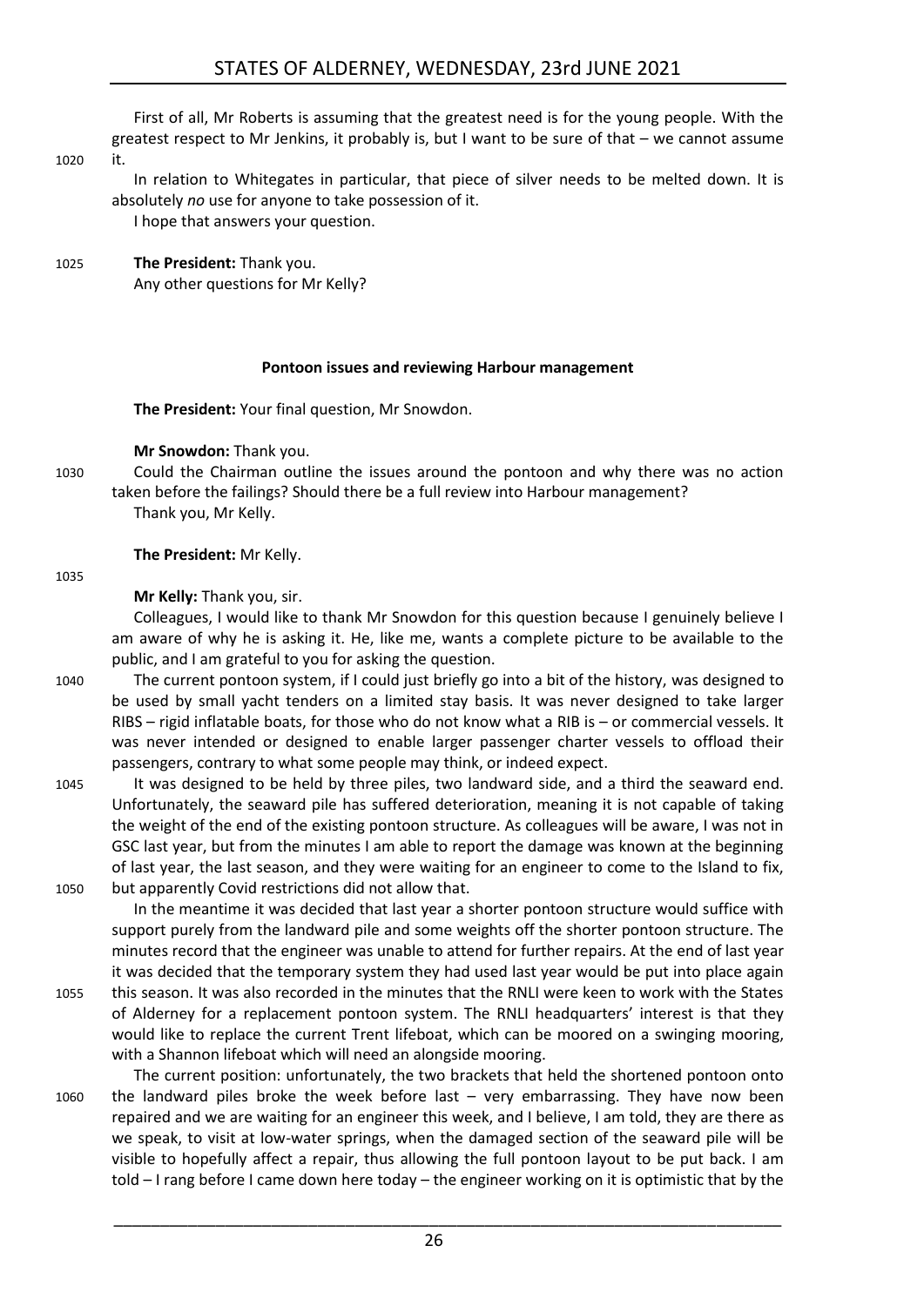First of all, Mr Roberts is assuming that the greatest need is for the young people. With the greatest respect to Mr Jenkins, it probably is, but I want to be sure of that – we cannot assume it.

In relation to Whitegates in particular, that piece of silver needs to be melted down. It is absolutely *no* use for anyone to take possession of it.

I hope that answers your question.

**The President:** Thank you.

Any other questions for Mr Kelly?

**Pontoon issues and reviewing Harbour management**

**The President:** Your final question, Mr Snowdon.

**Mr Snowdon:** Thank you.

Could the Chairman outline the issues around the pontoon and why there was no action taken before the failings? Should there be a full review into Harbour management?

Thank you, Mr Kelly.

**The President:** Mr Kelly.

**Mr Kelly:** Thank you, sir.

Colleagues, I would like to thank Mr Snowdon for this question because I genuinely believe I am aware of why he is asking it. He, like me, wants a complete picture to be available to the public, and I am grateful to you for asking the question.

The current pontoon system, if I could just briefly go into a bit of the history, was designed to be used by small yacht tenders on a limited stay basis. It was never designed to take larger RIBS – rigid inflatable boats, for those who do not know what a RIB is – or commercial vessels. It was never intended or designed to enable larger passenger charter vessels to offload their passengers, contrary to what some people may think, or indeed expect.

It was designed to be held by three piles, two landward side, and a third the seaward end. Unfortunately, the seaward pile has suffered deterioration, meaning it is not capable of taking the weight of the end of the existing pontoon structure. As colleagues will be aware, I was not in GSC last year, but from the minutes I am able to report the damage was known at the beginning of last year, the last season, and they were waiting for an engineer to come to the Island to fix, but apparently Covid restrictions did not allow that.

In the meantime it was decided that last year a shorter pontoon structure would suffice with support purely from the landward pile and some weights off the shorter pontoon structure. The minutes record that the engineer was unable to attend for further repairs. At the end of last year it was decided that the temporary system they had used last year would be put into place again this season. It was also recorded in the minutes that the RNLI were keen to work with the States of Alderney for a replacement pontoon system. The RNLI headquarters' interest is that they would like to replace the current Trent lifeboat, which can be moored on a swinging mooring, with a Shannon lifeboat which will need an alongside mooring.

The current position: unfortunately, the two brackets that held the shortened pontoon onto the landward piles broke the week before last – very embarrassing. They have now been repaired and we are waiting for an engineer this week, and I believe, I am told, they are there as we speak, to visit at low-water springs, when the damaged section of the seaward pile will be visible to hopefully affect a repair, thus allowing the full pontoon layout to be put back. I am told – I rang before I came down here today – the engineer working on it is optimistic that by the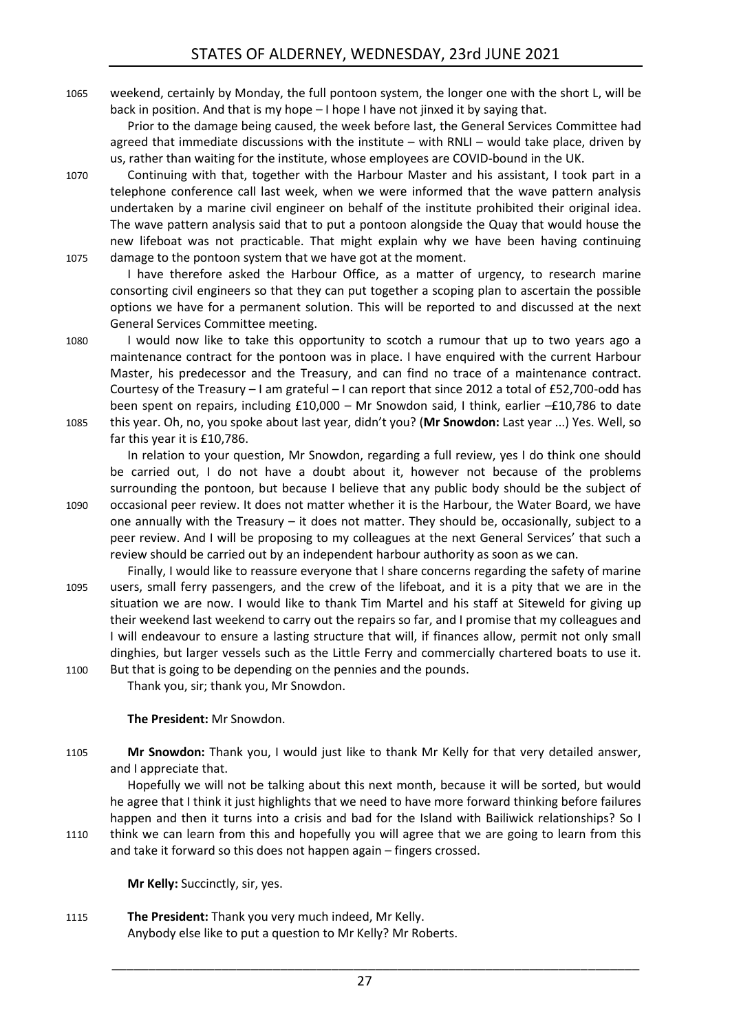weekend, certainly by Monday, the full pontoon system, the longer one with the short L, will be back in position. And that is my hope – I hope I have not jinxed it by saying that.

Prior to the damage being caused, the week before last, the General Services Committee had agreed that immediate discussions with the institute – with RNLI – would take place, driven by us, rather than waiting for the institute, whose employees are COVID-bound in the UK.

Continuing with that, together with the Harbour Master and his assistant, I took part in a telephone conference call last week, when we were informed that the wave pattern analysis undertaken by a marine civil engineer on behalf of the institute prohibited their original idea. The wave pattern analysis said that to put a pontoon alongside the Quay that would house the new lifeboat was not practicable. That might explain why we have been having continuing damage to the pontoon system that we have got at the moment.

I have therefore asked the Harbour Office, as a matter of urgency, to research marine consorting civil engineers so that they can put together a scoping plan to ascertain the possible options we have for a permanent solution. This will be reported to and discussed at the next General Services Committee meeting.

I would now like to take this opportunity to scotch a rumour that up to two years ago a maintenance contract for the pontoon was in place. I have enquired with the current Harbour Master, his predecessor and the Treasury, and can find no trace of a maintenance contract. Courtesy of the Treasury – I am grateful – I can report that since 2012 a total of £52,700-odd has been spent on repairs, including £10,000 – Mr Snowdon said, I think, earlier –£10,786 to date this year. Oh, no, you spoke about last year, didn't you? (**Mr Snowdon:** Last year ...) Yes. Well, so far this year it is £10,786.

In relation to your question, Mr Snowdon, regarding a full review, yes I do think one should be carried out, I do not have a doubt about it, however not because of the problems surrounding the pontoon, but because I believe that any public body should be the subject of occasional peer review. It does not matter whether it is the Harbour, the Water Board, we have one annually with the Treasury – it does not matter. They should be, occasionally, subject to a peer review. And I will be proposing to my colleagues at the next General Services' that such a review should be carried out by an independent harbour authority as soon as we can.

Finally, I would like to reassure everyone that I share concerns regarding the safety of marine users, small ferry passengers, and the crew of the lifeboat, and it is a pity that we are in the situation we are now. I would like to thank Tim Martel and his staff at Siteweld for giving up their weekend last weekend to carry out the repairs so far, and I promise that my colleagues and I will endeavour to ensure a lasting structure that will, if finances allow, permit not only small dinghies, but larger vessels such as the Little Ferry and commercially chartered boats to use it. But that is going to be depending on the pennies and the pounds.

Thank you, sir; thank you, Mr Snowdon.

**The President:** Mr Snowdon.

**Mr Snowdon:** Thank you, I would just like to thank Mr Kelly for that very detailed answer, and I appreciate that.

Hopefully we will not be talking about this next month, because it will be sorted, but would he agree that I think it just highlights that we need to have more forward thinking before failures happen and then it turns into a crisis and bad for the Island with Bailiwick relationships? So I think we can learn from this and hopefully you will agree that we are going to learn from this and take it forward so this does not happen again – fingers crossed.

**Mr Kelly:** Succinctly, sir, yes.

**The President:** Thank you very much indeed, Mr Kelly.

Anybody else like to put a question to Mr Kelly? Mr Roberts.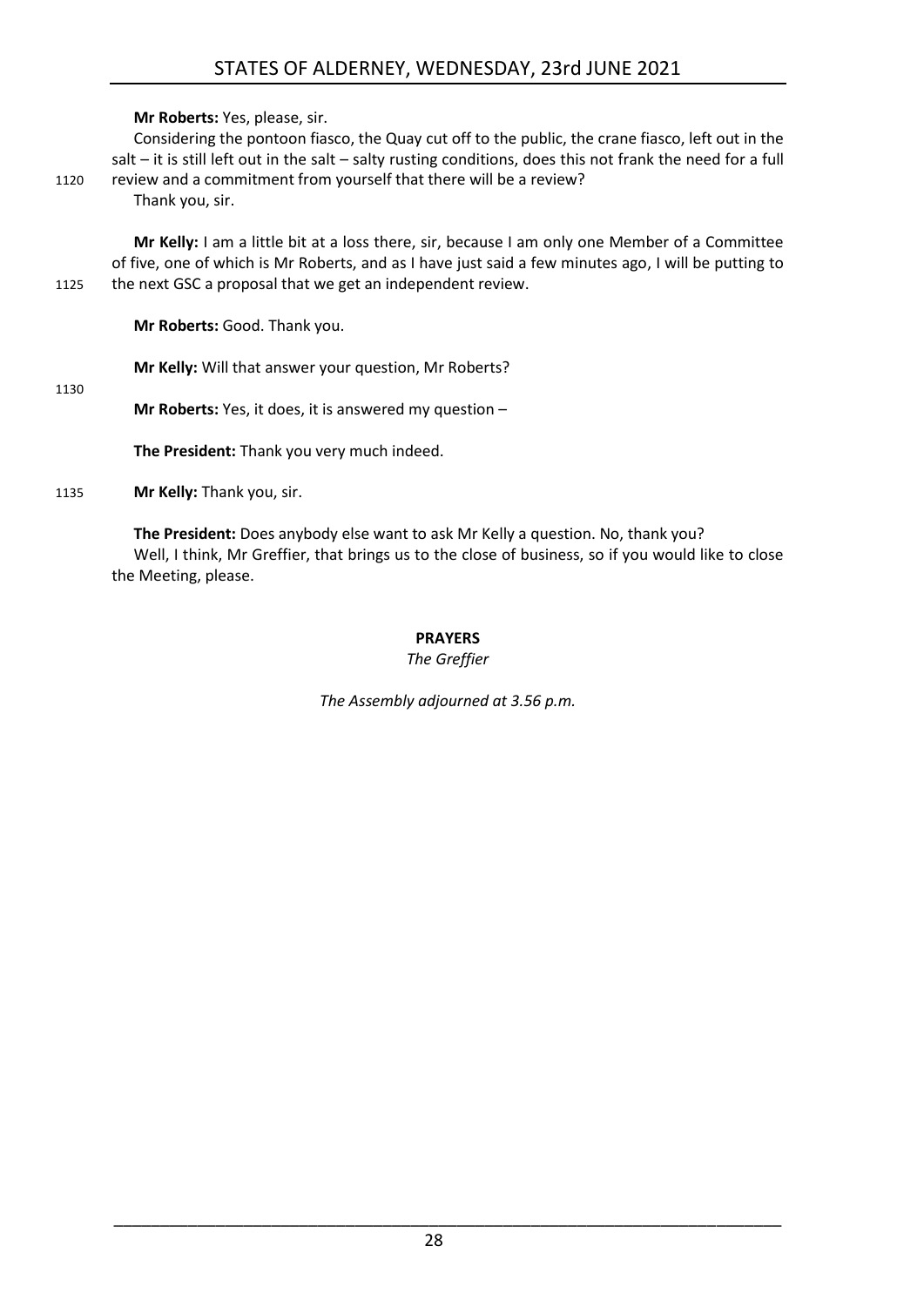**Mr Roberts:** Yes, please, sir.

Considering the pontoon fiasco, the Quay cut off to the public, the crane fiasco, left out in the salt – it is still left out in the salt – salty rusting conditions, does this not frank the need for a full review and a commitment from yourself that there will be a review?

Thank you, sir.

**Mr Kelly:** I am a little bit at a loss there, sir, because I am only one Member of a Committee of five, one of which is Mr Roberts, and as I have just said a few minutes ago, I will be putting to the next GSC a proposal that we get an independent review.

**Mr Roberts:** Good. Thank you.

**Mr Kelly:** Will that answer your question, Mr Roberts?

**Mr Roberts:** Yes, it does, it is answered my question –

**The President:** Thank you very much indeed.

**Mr Kelly:** Thank you, sir.

**The President:** Does anybody else want to ask Mr Kelly a question. No, thank you?

Well, I think, Mr Greffier, that brings us to the close of business, so if you would like to close the Meeting, please.

**PRAYERS**

*The Greffier*

*The Assembly adjourned at 3.56 p.m.*